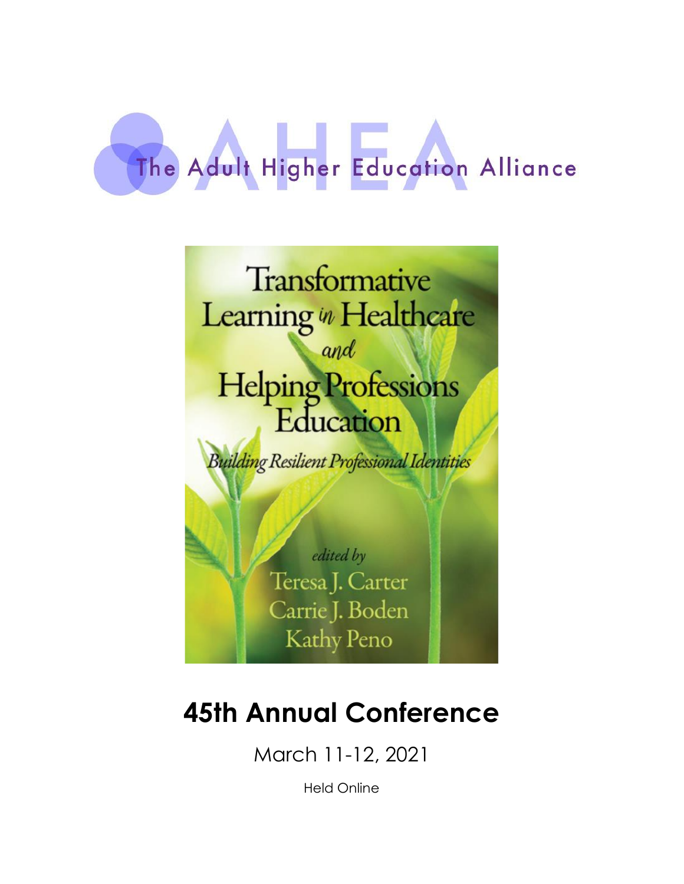# The Adult Higher Education Alliance

Transformative Learning in Healthcare and Helping Professions Education

*Building Resilient Professional Identities*

*edited by*
Teresa J. Carter
Carrie J. Boden
Kathy Peno

## 45th Annual Conference

March 11-12, 2021

Held Online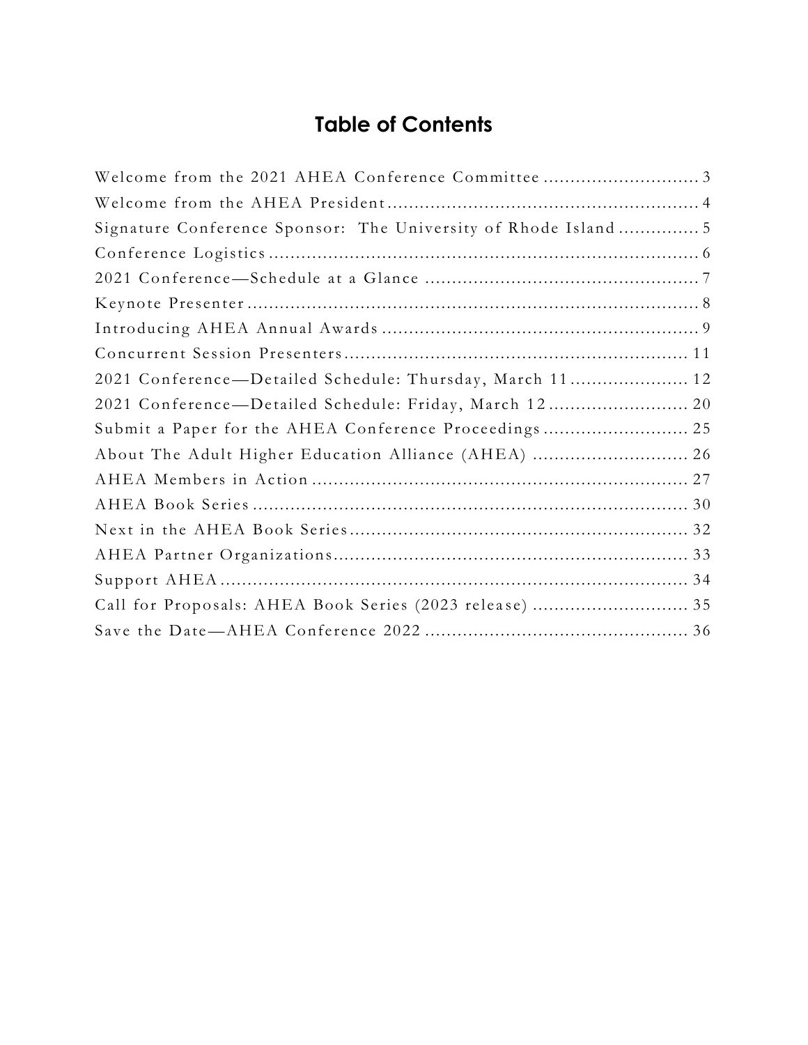# Table of Contents

Welcome from the 2021 AHEA Conference Committee ............................ 3
Welcome from the AHEA President .......................................................... 4
Signature Conference Sponsor: The University of Rhode Island ............... 5
Conference Logistics ................................................................................ 6
2021 Conference—Schedule at a Glance .................................................. 7
Keynote Presenter ................................................................................... 8
Introducing AHEA Annual Awards ........................................................... 9
Concurrent Session Presenters ............................................................... 11
2021 Conference—Detailed Schedule: Thursday, March 11 ...................... 12
2021 Conference—Detailed Schedule: Friday, March 12 .......................... 20
Submit a Paper for the AHEA Conference Proceedings ........................... 25
About The Adult Higher Education Alliance (AHEA) ............................. 26
AHEA Members in Action ...................................................................... 27
AHEA Book Series ................................................................................. 30
Next in the AHEA Book Series ............................................................... 32
AHEA Partner Organizations .................................................................. 33
Support AHEA ........................................................................................ 34
Call for Proposals: AHEA Book Series (2023 release) ............................ 35
Save the Date—AHEA Conference 2022 ................................................. 36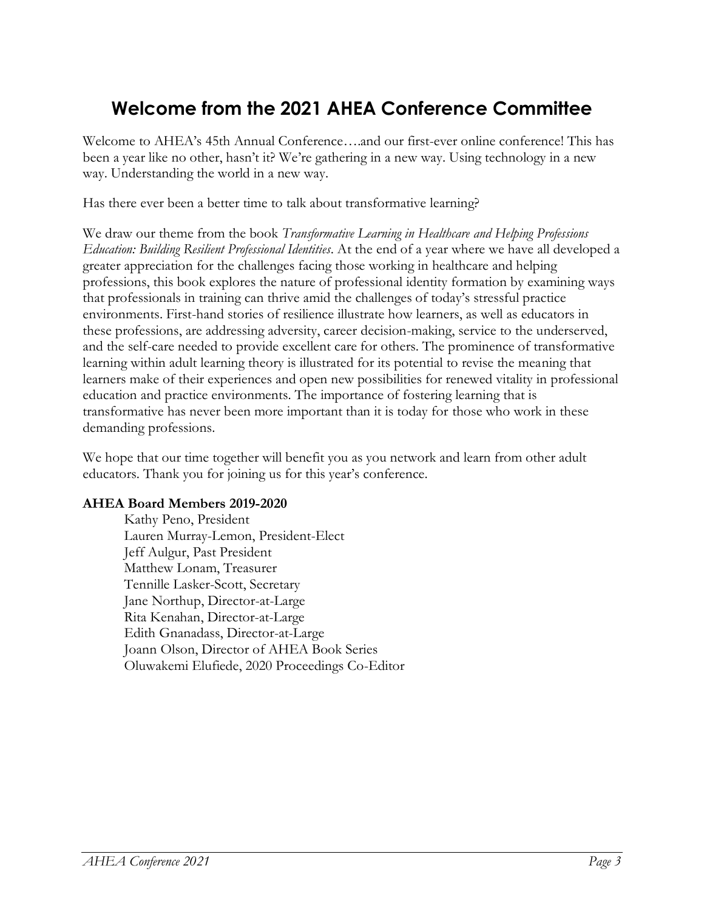# Welcome from the 2021 AHEA Conference Committee

Welcome to AHEA's 45th Annual Conference….and our first-ever online conference! This has been a year like no other, hasn't it? We're gathering in a new way. Using technology in a new way. Understanding the world in a new way.

Has there ever been a better time to talk about transformative learning?

We draw our theme from the book *Transformative Learning in Healthcare and Helping Professions Education: Building Resilient Professional Identities*. At the end of a year where we have all developed a greater appreciation for the challenges facing those working in healthcare and helping professions, this book explores the nature of professional identity formation by examining ways that professionals in training can thrive amid the challenges of today's stressful practice environments. First-hand stories of resilience illustrate how learners, as well as educators in these professions, are addressing adversity, career decision-making, service to the underserved, and the self-care needed to provide excellent care for others. The prominence of transformative learning within adult learning theory is illustrated for its potential to revise the meaning that learners make of their experiences and open new possibilities for renewed vitality in professional education and practice environments. The importance of fostering learning that is transformative has never been more important than it is today for those who work in these demanding professions.

We hope that our time together will benefit you as you network and learn from other adult educators. Thank you for joining us for this year's conference.

**AHEA Board Members 2019-2020**

Kathy Peno, President
Lauren Murray-Lemon, President-Elect
Jeff Aulgur, Past President
Matthew Lonam, Treasurer
Tennille Lasker-Scott, Secretary
Jane Northup, Director-at-Large
Rita Kenahan, Director-at-Large
Edith Gnanadass, Director-at-Large
Joann Olson, Director of AHEA Book Series
Oluwakemi Elufiede, 2020 Proceedings Co-Editor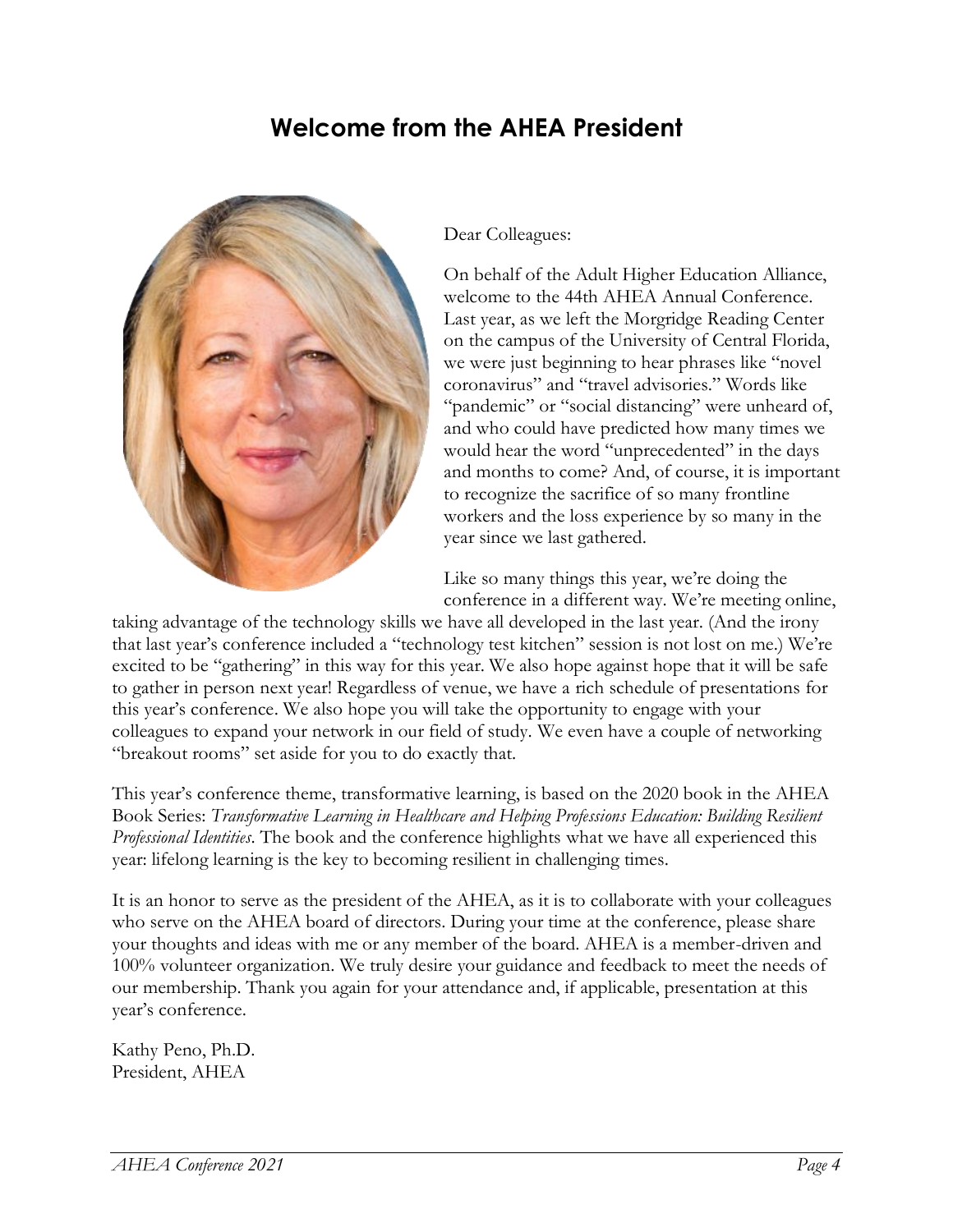# Welcome from the AHEA President

Dear Colleagues:

On behalf of the Adult Higher Education Alliance, welcome to the 44th AHEA Annual Conference. Last year, as we left the Morgridge Reading Center on the campus of the University of Central Florida, we were just beginning to hear phrases like "novel coronavirus" and "travel advisories." Words like "pandemic" or "social distancing" were unheard of, and who could have predicted how many times we would hear the word "unprecedented" in the days and months to come? And, of course, it is important to recognize the sacrifice of so many frontline workers and the loss experience by so many in the year since we last gathered.

Like so many things this year, we're doing the conference in a different way. We're meeting online, taking advantage of the technology skills we have all developed in the last year. (And the irony that last year's conference included a "technology test kitchen" session is not lost on me.) We're excited to be "gathering" in this way for this year. We also hope against hope that it will be safe to gather in person next year! Regardless of venue, we have a rich schedule of presentations for this year's conference. We also hope you will take the opportunity to engage with your colleagues to expand your network in our field of study. We even have a couple of networking "breakout rooms" set aside for you to do exactly that.

This year's conference theme, transformative learning, is based on the 2020 book in the AHEA Book Series: *Transformative Learning in Healthcare and Helping Professions Education: Building Resilient Professional Identities*. The book and the conference highlights what we have all experienced this year: lifelong learning is the key to becoming resilient in challenging times.

It is an honor to serve as the president of the AHEA, as it is to collaborate with your colleagues who serve on the AHEA board of directors. During your time at the conference, please share your thoughts and ideas with me or any member of the board. AHEA is a member-driven and 100% volunteer organization. We truly desire your guidance and feedback to meet the needs of our membership. Thank you again for your attendance and, if applicable, presentation at this year's conference.

Kathy Peno, Ph.D.
President, AHEA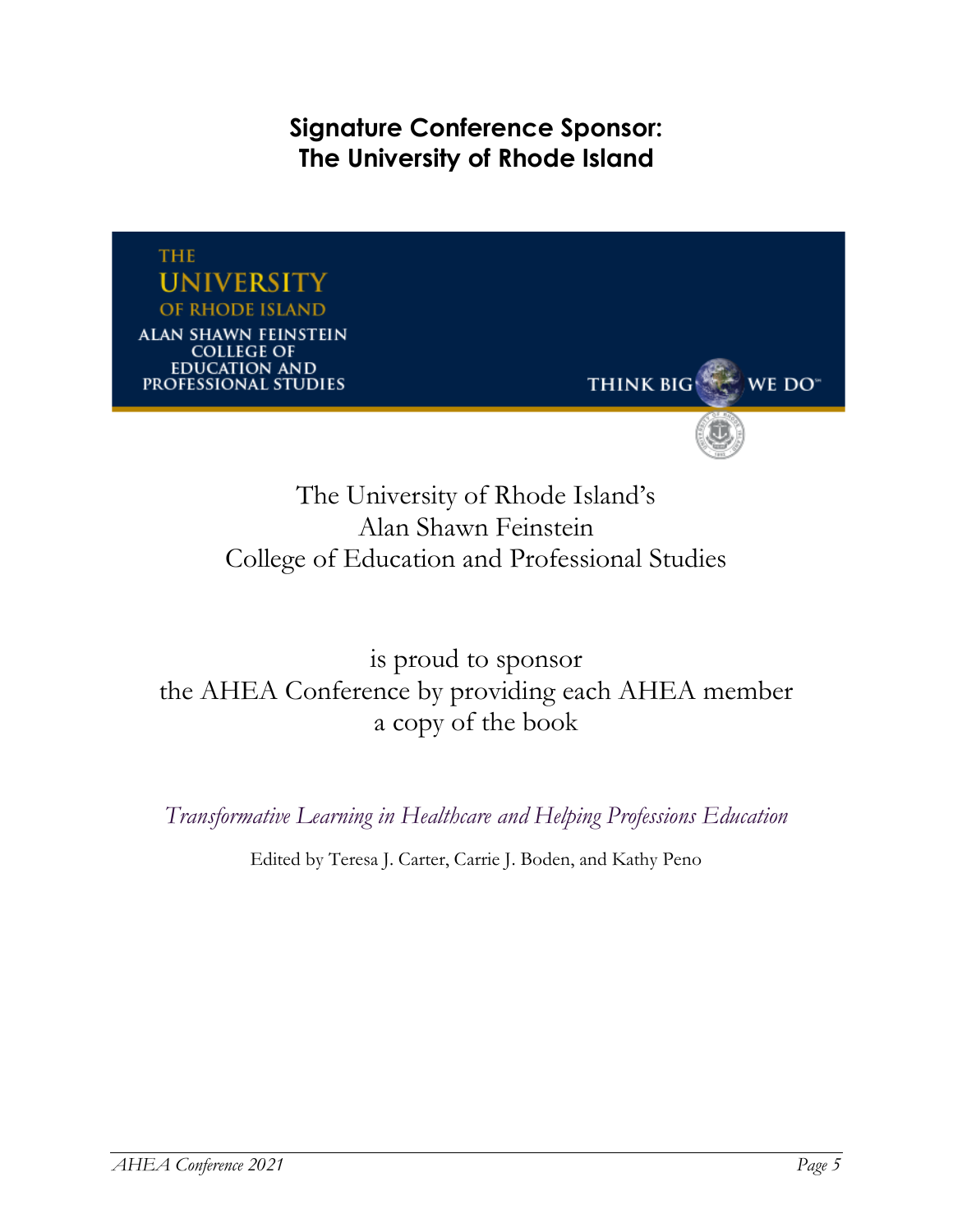## Signature Conference Sponsor: The University of Rhode Island

THE UNIVERSITY OF RHODE ISLAND
ALAN SHAWN FEINSTEIN COLLEGE OF EDUCATION AND PROFESSIONAL STUDIES

THINK BIG WE DO™

The University of Rhode Island's
Alan Shawn Feinstein
College of Education and Professional Studies

is proud to sponsor
the AHEA Conference by providing each AHEA member
a copy of the book

*Transformative Learning in Healthcare and Helping Professions Education*

Edited by Teresa J. Carter, Carrie J. Boden, and Kathy Peno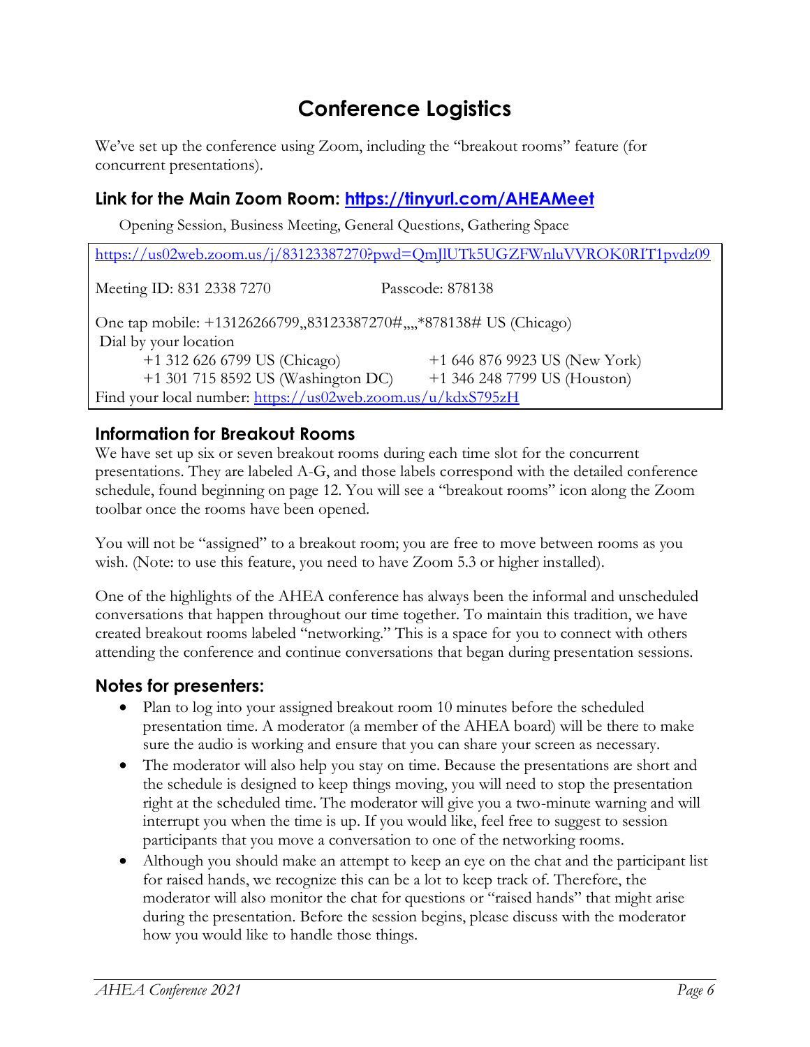# Conference Logistics

We've set up the conference using Zoom, including the "breakout rooms" feature (for concurrent presentations).

## Link for the Main Zoom Room: https://tinyurl.com/AHEAMeet

Opening Session, Business Meeting, General Questions, Gathering Space

https://us02web.zoom.us/j/83123387270?pwd=QmJlUTk5UGZFWnluVVROK0RIT1pvdz09

Meeting ID: 831 2338 7270 Passcode: 878138

One tap mobile: +13126266799,,83123387270#,,,,*878138# US (Chicago)

Dial by your location

+1 312 626 6799 US (Chicago) +1 646 876 9923 US (New York)
+1 301 715 8592 US (Washington DC) +1 346 248 7799 US (Houston)

Find your local number: https://us02web.zoom.us/u/kdxS795zH

## Information for Breakout Rooms

We have set up six or seven breakout rooms during each time slot for the concurrent presentations. They are labeled A-G, and those labels correspond with the detailed conference schedule, found beginning on page 12. You will see a "breakout rooms" icon along the Zoom toolbar once the rooms have been opened.

You will not be "assigned" to a breakout room; you are free to move between rooms as you wish. (Note: to use this feature, you need to have Zoom 5.3 or higher installed).

One of the highlights of the AHEA conference has always been the informal and unscheduled conversations that happen throughout our time together. To maintain this tradition, we have created breakout rooms labeled "networking." This is a space for you to connect with others attending the conference and continue conversations that began during presentation sessions.

## Notes for presenters:

- Plan to log into your assigned breakout room 10 minutes before the scheduled presentation time. A moderator (a member of the AHEA board) will be there to make sure the audio is working and ensure that you can share your screen as necessary.
- The moderator will also help you stay on time. Because the presentations are short and the schedule is designed to keep things moving, you will need to stop the presentation right at the scheduled time. The moderator will give you a two-minute warning and will interrupt you when the time is up. If you would like, feel free to suggest to session participants that you move a conversation to one of the networking rooms.
- Although you should make an attempt to keep an eye on the chat and the participant list for raised hands, we recognize this can be a lot to keep track of. Therefore, the moderator will also monitor the chat for questions or "raised hands" that might arise during the presentation. Before the session begins, please discuss with the moderator how you would like to handle those things.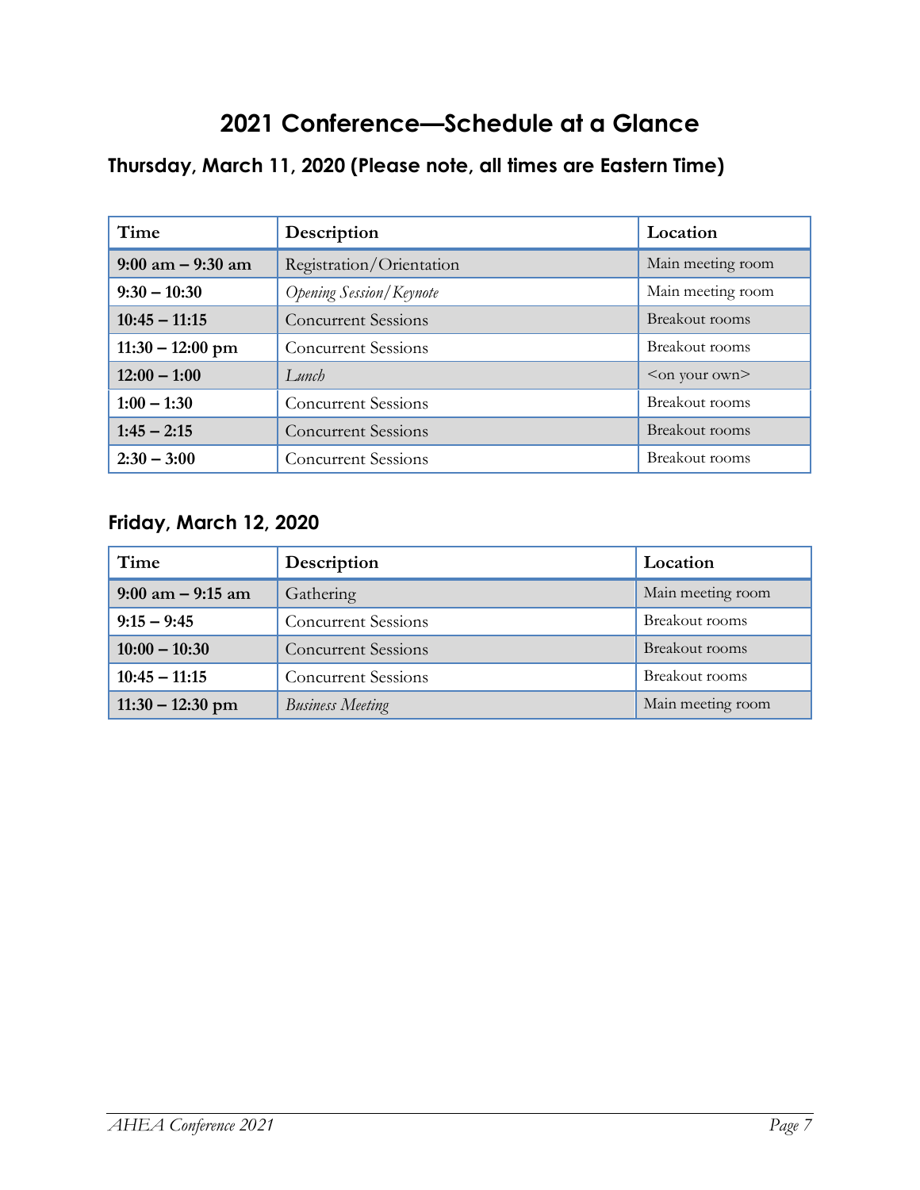# 2021 Conference—Schedule at a Glance

## Thursday, March 11, 2020 (Please note, all times are Eastern Time)

| Time | Description | Location |
|---|---|---|
| **9:00 am – 9:30 am** | Registration/Orientation | Main meeting room |
| **9:30 – 10:30** | *Opening Session/Keynote* | Main meeting room |
| **10:45 – 11:15** | Concurrent Sessions | Breakout rooms |
| **11:30 – 12:00 pm** | Concurrent Sessions | Breakout rooms |
| **12:00 – 1:00** | *Lunch* | <on your own> |
| **1:00 – 1:30** | Concurrent Sessions | Breakout rooms |
| **1:45 – 2:15** | Concurrent Sessions | Breakout rooms |
| **2:30 – 3:00** | Concurrent Sessions | Breakout rooms |

## Friday, March 12, 2020

| Time | Description | Location |
|---|---|---|
| **9:00 am – 9:15 am** | Gathering | Main meeting room |
| **9:15 – 9:45** | Concurrent Sessions | Breakout rooms |
| **10:00 – 10:30** | Concurrent Sessions | Breakout rooms |
| **10:45 – 11:15** | Concurrent Sessions | Breakout rooms |
| **11:30 – 12:30 pm** | *Business Meeting* | Main meeting room |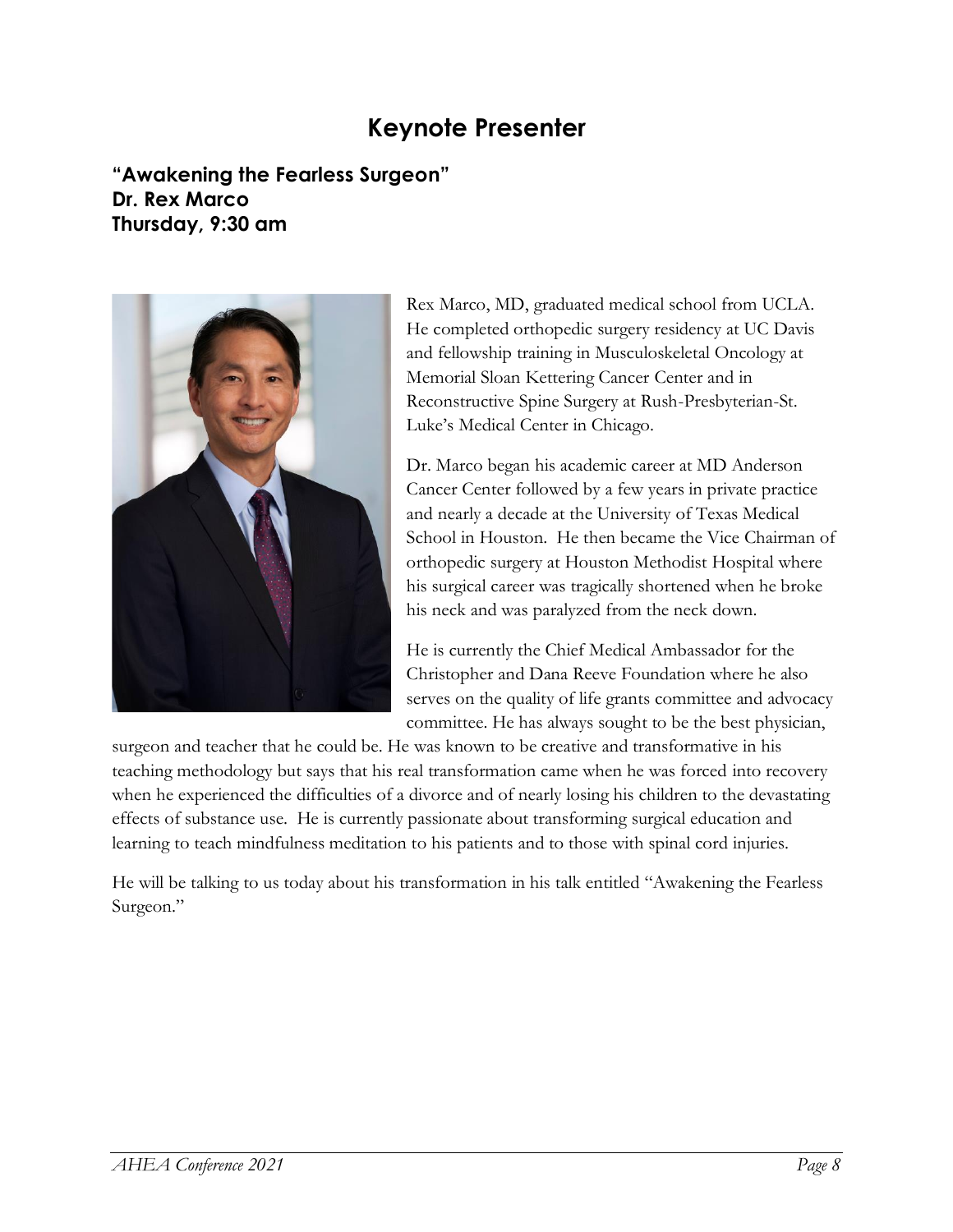# Keynote Presenter

**"Awakening the Fearless Surgeon"**
**Dr. Rex Marco**
**Thursday, 9:30 am**

Rex Marco, MD, graduated medical school from UCLA. He completed orthopedic surgery residency at UC Davis and fellowship training in Musculoskeletal Oncology at Memorial Sloan Kettering Cancer Center and in Reconstructive Spine Surgery at Rush-Presbyterian-St. Luke's Medical Center in Chicago.

Dr. Marco began his academic career at MD Anderson Cancer Center followed by a few years in private practice and nearly a decade at the University of Texas Medical School in Houston. He then became the Vice Chairman of orthopedic surgery at Houston Methodist Hospital where his surgical career was tragically shortened when he broke his neck and was paralyzed from the neck down.

He is currently the Chief Medical Ambassador for the Christopher and Dana Reeve Foundation where he also serves on the quality of life grants committee and advocacy committee. He has always sought to be the best physician, surgeon and teacher that he could be. He was known to be creative and transformative in his teaching methodology but says that his real transformation came when he was forced into recovery when he experienced the difficulties of a divorce and of nearly losing his children to the devastating effects of substance use. He is currently passionate about transforming surgical education and learning to teach mindfulness meditation to his patients and to those with spinal cord injuries.

He will be talking to us today about his transformation in his talk entitled "Awakening the Fearless Surgeon."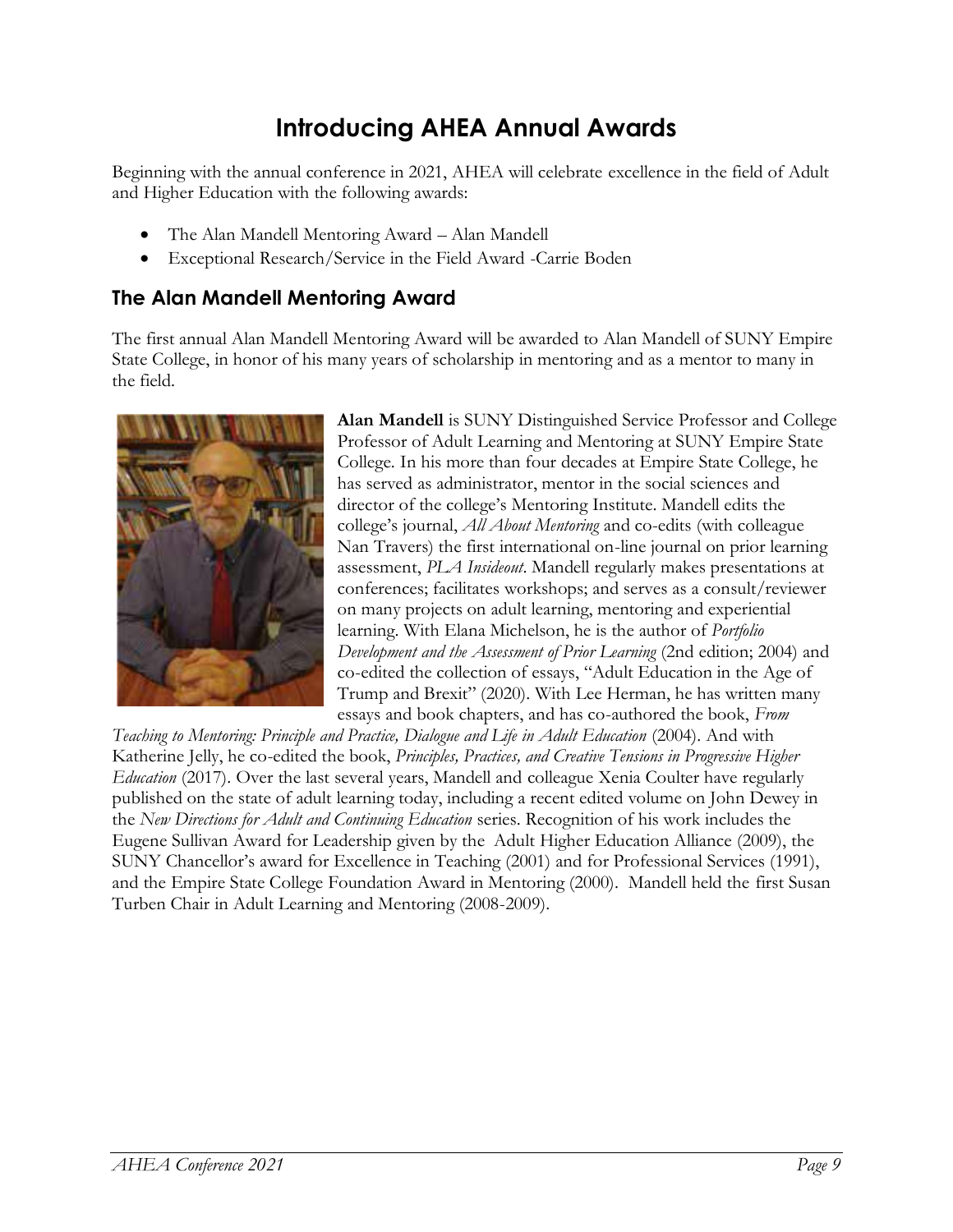# Introducing AHEA Annual Awards

Beginning with the annual conference in 2021, AHEA will celebrate excellence in the field of Adult and Higher Education with the following awards:

- The Alan Mandell Mentoring Award – Alan Mandell
- Exceptional Research/Service in the Field Award -Carrie Boden

## The Alan Mandell Mentoring Award

The first annual Alan Mandell Mentoring Award will be awarded to Alan Mandell of SUNY Empire State College, in honor of his many years of scholarship in mentoring and as a mentor to many in the field.

**Alan Mandell** is SUNY Distinguished Service Professor and College Professor of Adult Learning and Mentoring at SUNY Empire State College. In his more than four decades at Empire State College, he has served as administrator, mentor in the social sciences and director of the college's Mentoring Institute. Mandell edits the college's journal, *All About Mentoring* and co-edits (with colleague Nan Travers) the first international on-line journal on prior learning assessment, *PLA Insideout*. Mandell regularly makes presentations at conferences; facilitates workshops; and serves as a consult/reviewer on many projects on adult learning, mentoring and experiential learning. With Elana Michelson, he is the author of *Portfolio Development and the Assessment of Prior Learning* (2nd edition; 2004) and co-edited the collection of essays, "Adult Education in the Age of Trump and Brexit" (2020). With Lee Herman, he has written many essays and book chapters, and has co-authored the book, *From Teaching to Mentoring: Principle and Practice, Dialogue and Life in Adult Education* (2004). And with Katherine Jelly, he co-edited the book, *Principles, Practices, and Creative Tensions in Progressive Higher Education* (2017). Over the last several years, Mandell and colleague Xenia Coulter have regularly published on the state of adult learning today, including a recent edited volume on John Dewey in the *New Directions for Adult and Continuing Education* series. Recognition of his work includes the Eugene Sullivan Award for Leadership given by the Adult Higher Education Alliance (2009), the SUNY Chancellor's award for Excellence in Teaching (2001) and for Professional Services (1991), and the Empire State College Foundation Award in Mentoring (2000). Mandell held the first Susan Turben Chair in Adult Learning and Mentoring (2008-2009).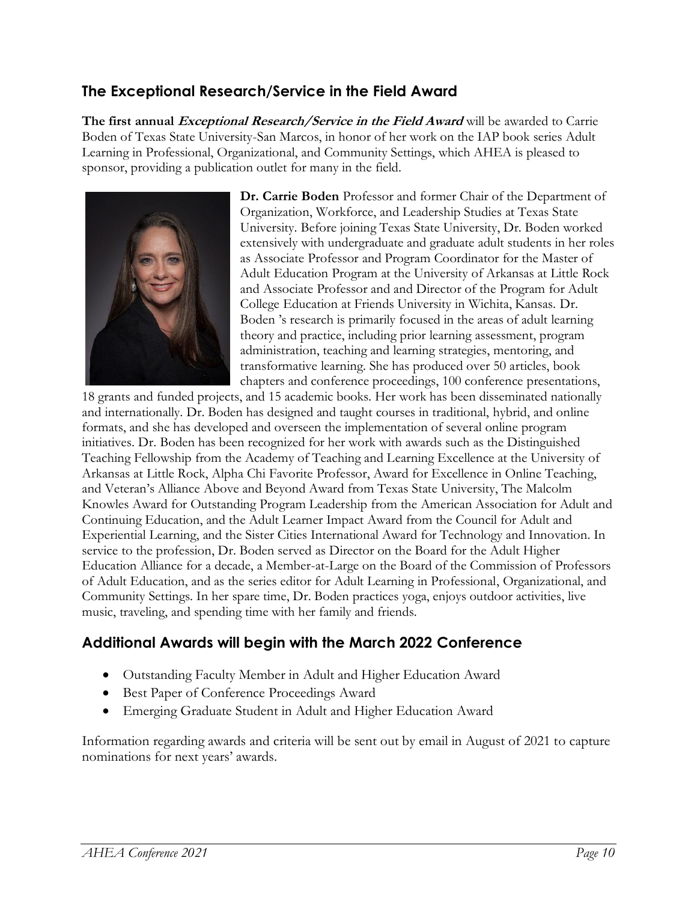## The Exceptional Research/Service in the Field Award

**The first annual *Exceptional Research/Service in the Field Award*** will be awarded to Carrie Boden of Texas State University-San Marcos, in honor of her work on the IAP book series Adult Learning in Professional, Organizational, and Community Settings, which AHEA is pleased to sponsor, providing a publication outlet for many in the field.

**Dr. Carrie Boden** Professor and former Chair of the Department of Organization, Workforce, and Leadership Studies at Texas State University. Before joining Texas State University, Dr. Boden worked extensively with undergraduate and graduate adult students in her roles as Associate Professor and Program Coordinator for the Master of Adult Education Program at the University of Arkansas at Little Rock and Associate Professor and and Director of the Program for Adult College Education at Friends University in Wichita, Kansas. Dr. Boden 's research is primarily focused in the areas of adult learning theory and practice, including prior learning assessment, program administration, teaching and learning strategies, mentoring, and transformative learning. She has produced over 50 articles, book chapters and conference proceedings, 100 conference presentations, 18 grants and funded projects, and 15 academic books. Her work has been disseminated nationally and internationally. Dr. Boden has designed and taught courses in traditional, hybrid, and online formats, and she has developed and overseen the implementation of several online program initiatives. Dr. Boden has been recognized for her work with awards such as the Distinguished Teaching Fellowship from the Academy of Teaching and Learning Excellence at the University of Arkansas at Little Rock, Alpha Chi Favorite Professor, Award for Excellence in Online Teaching, and Veteran's Alliance Above and Beyond Award from Texas State University, The Malcolm Knowles Award for Outstanding Program Leadership from the American Association for Adult and Continuing Education, and the Adult Learner Impact Award from the Council for Adult and Experiential Learning, and the Sister Cities International Award for Technology and Innovation. In service to the profession, Dr. Boden served as Director on the Board for the Adult Higher Education Alliance for a decade, a Member-at-Large on the Board of the Commission of Professors of Adult Education, and as the series editor for Adult Learning in Professional, Organizational, and Community Settings. In her spare time, Dr. Boden practices yoga, enjoys outdoor activities, live music, traveling, and spending time with her family and friends.

## Additional Awards will begin with the March 2022 Conference

- Outstanding Faculty Member in Adult and Higher Education Award
- Best Paper of Conference Proceedings Award
- Emerging Graduate Student in Adult and Higher Education Award

Information regarding awards and criteria will be sent out by email in August of 2021 to capture nominations for next years' awards.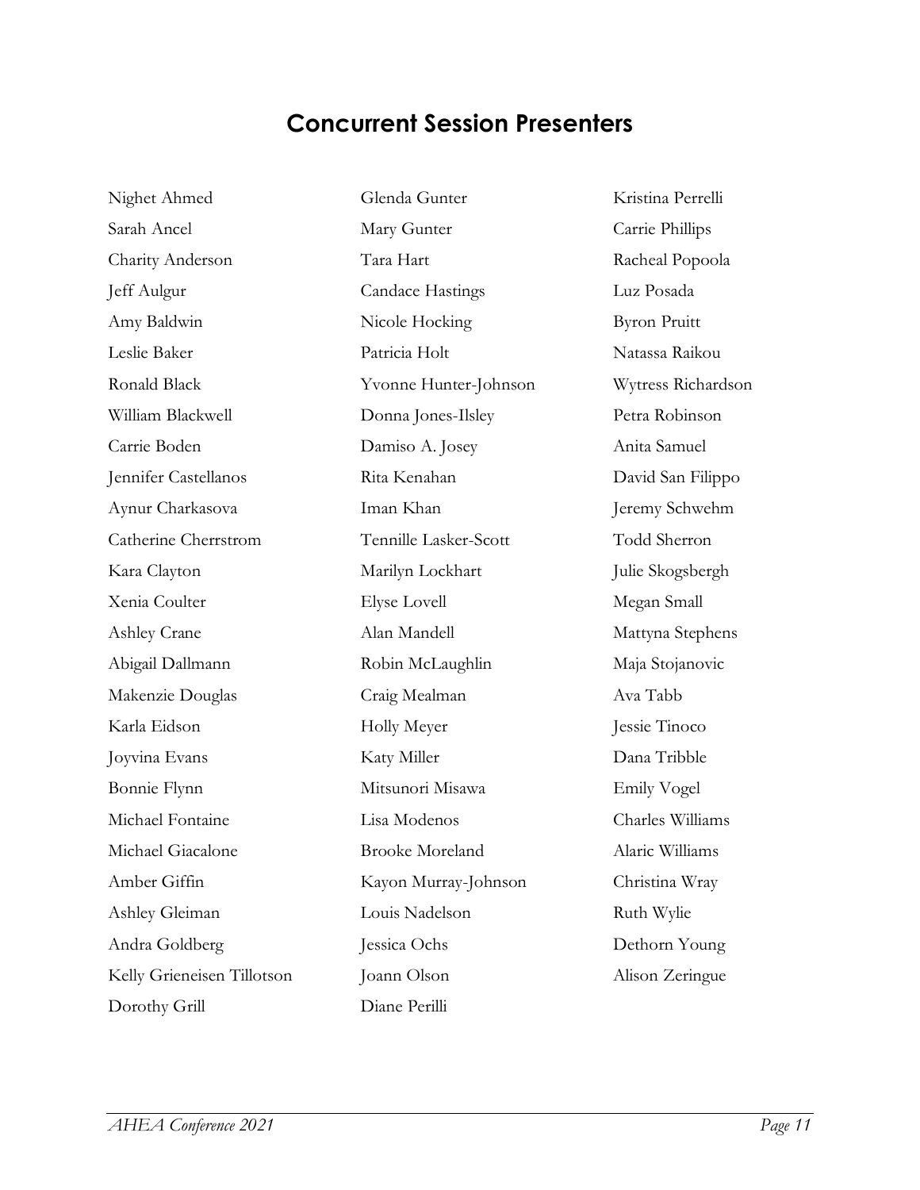## Concurrent Session Presenters

Nighet Ahmed
Sarah Ancel
Charity Anderson
Jeff Aulgur
Amy Baldwin
Leslie Baker
Ronald Black
William Blackwell
Carrie Boden
Jennifer Castellanos
Aynur Charkasova
Catherine Cherrstrom
Kara Clayton
Xenia Coulter
Ashley Crane
Abigail Dallmann
Makenzie Douglas
Karla Eidson
Joyvina Evans
Bonnie Flynn
Michael Fontaine
Michael Giacalone
Amber Giffin
Ashley Gleiman
Andra Goldberg
Kelly Grieneisen Tillotson
Dorothy Grill
Glenda Gunter
Mary Gunter
Tara Hart
Candace Hastings
Nicole Hocking
Patricia Holt
Yvonne Hunter-Johnson
Donna Jones-Ilsley
Damiso A. Josey
Rita Kenahan
Iman Khan
Tennille Lasker-Scott
Marilyn Lockhart
Elyse Lovell
Alan Mandell
Robin McLaughlin
Craig Mealman
Holly Meyer
Katy Miller
Mitsunori Misawa
Lisa Modenos
Brooke Moreland
Kayon Murray-Johnson
Louis Nadelson
Jessica Ochs
Joann Olson
Diane Perilli
Kristina Perrelli
Carrie Phillips
Racheal Popoola
Luz Posada
Byron Pruitt
Natassa Raikou
Wytress Richardson
Petra Robinson
Anita Samuel
David San Filippo
Jeremy Schwehm
Todd Sherron
Julie Skogsbergh
Megan Small
Mattyna Stephens
Maja Stojanovic
Ava Tabb
Jessie Tinoco
Dana Tribble
Emily Vogel
Charles Williams
Alaric Williams
Christina Wray
Ruth Wylie
Dethorn Young
Alison Zeringue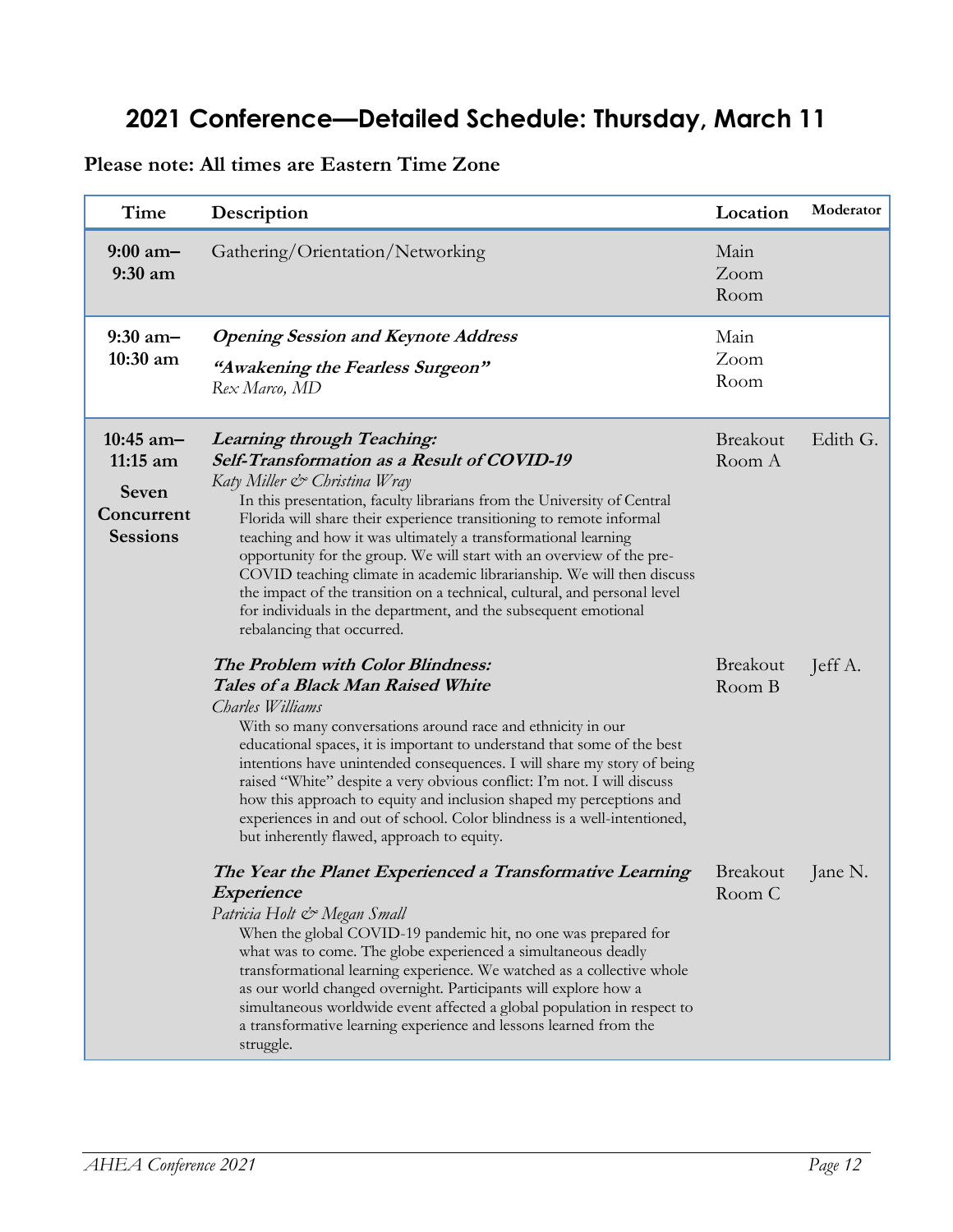# 2021 Conference—Detailed Schedule: Thursday, March 11

**Please note: All times are Eastern Time Zone**

| Time | Description | Location | Moderator |
|---|---|---|---|
| **9:00 am–9:30 am** | Gathering/Orientation/Networking | Main Zoom Room | |
| **9:30 am–10:30 am** | ***Opening Session and Keynote Address*** <br> ***"Awakening the Fearless Surgeon"*** <br> *Rex Marco, MD* | Main Zoom Room | |
| **10:45 am–11:15 am** <br> **Seven Concurrent Sessions** | ***Learning through Teaching: Self-Transformation as a Result of COVID-19*** <br> *Katy Miller & Christina Wray* <br> In this presentation, faculty librarians from the University of Central Florida will share their experience transitioning to remote informal teaching and how it was ultimately a transformational learning opportunity for the group. We will start with an overview of the pre-COVID teaching climate in academic librarianship. We will then discuss the impact of the transition on a technical, cultural, and personal level for individuals in the department, and the subsequent emotional rebalancing that occurred. | Breakout Room A | Edith G. |
| | ***The Problem with Color Blindness: Tales of a Black Man Raised White*** <br> *Charles Williams* <br> With so many conversations around race and ethnicity in our educational spaces, it is important to understand that some of the best intentions have unintended consequences. I will share my story of being raised "White" despite a very obvious conflict: I'm not. I will discuss how this approach to equity and inclusion shaped my perceptions and experiences in and out of school. Color blindness is a well-intentioned, but inherently flawed, approach to equity. | Breakout Room B | Jeff A. |
| | ***The Year the Planet Experienced a Transformative Learning Experience*** <br> *Patricia Holt & Megan Small* <br> When the global COVID-19 pandemic hit, no one was prepared for what was to come. The globe experienced a simultaneous deadly transformational learning experience. We watched as a collective whole as our world changed overnight. Participants will explore how a simultaneous worldwide event affected a global population in respect to a transformative learning experience and lessons learned from the struggle. | Breakout Room C | Jane N. |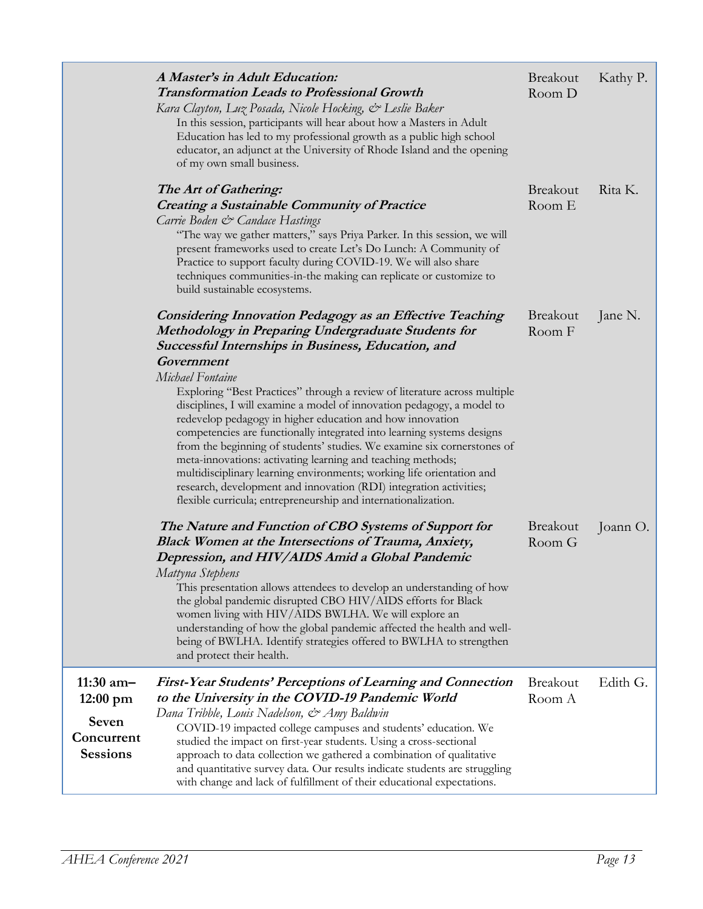| | | | |
|---|---|---|---|
| | ***A Master's in Adult Education: Transformation Leads to Professional Growth***<br>*Kara Clayton, Luz Posada, Nicole Hocking, & Leslie Baker*<br>In this session, participants will hear about how a Masters in Adult Education has led to my professional growth as a public high school educator, an adjunct at the University of Rhode Island and the opening of my own small business. | Breakout Room D | Kathy P. |
| | ***The Art of Gathering: Creating a Sustainable Community of Practice***<br>*Carrie Boden & Candace Hastings*<br>"The way we gather matters," says Priya Parker. In this session, we will present frameworks used to create Let's Do Lunch: A Community of Practice to support faculty during COVID-19. We will also share techniques communities-in-the making can replicate or customize to build sustainable ecosystems. | Breakout Room E | Rita K. |
| | ***Considering Innovation Pedagogy as an Effective Teaching Methodology in Preparing Undergraduate Students for Successful Internships in Business, Education, and Government***<br>*Michael Fontaine*<br>Exploring "Best Practices" through a review of literature across multiple disciplines, I will examine a model of innovation pedagogy, a model to redevelop pedagogy in higher education and how innovation competencies are functionally integrated into learning systems designs from the beginning of students' studies. We examine six cornerstones of meta-innovations: activating learning and teaching methods; multidisciplinary learning environments; working life orientation and research, development and innovation (RDI) integration activities; flexible curricula; entrepreneurship and internationalization. | Breakout Room F | Jane N. |
| | ***The Nature and Function of CBO Systems of Support for Black Women at the Intersections of Trauma, Anxiety, Depression, and HIV/AIDS Amid a Global Pandemic***<br>*Mattyna Stephens*<br>This presentation allows attendees to develop an understanding of how the global pandemic disrupted CBO HIV/AIDS efforts for Black women living with HIV/AIDS BWLHA. We will explore an understanding of how the global pandemic affected the health and well-being of BWLHA. Identify strategies offered to BWLHA to strengthen and protect their health. | Breakout Room G | Joann O. |
| **11:30 am–12:00 pm**<br>**Seven Concurrent Sessions** | ***First-Year Students' Perceptions of Learning and Connection to the University in the COVID-19 Pandemic World***<br>*Dana Tribble, Louis Nadelson, & Amy Baldwin*<br>COVID-19 impacted college campuses and students' education. We studied the impact on first-year students. Using a cross-sectional approach to data collection we gathered a combination of qualitative and quantitative survey data. Our results indicate students are struggling with change and lack of fulfillment of their educational expectations. | Breakout Room A | Edith G. |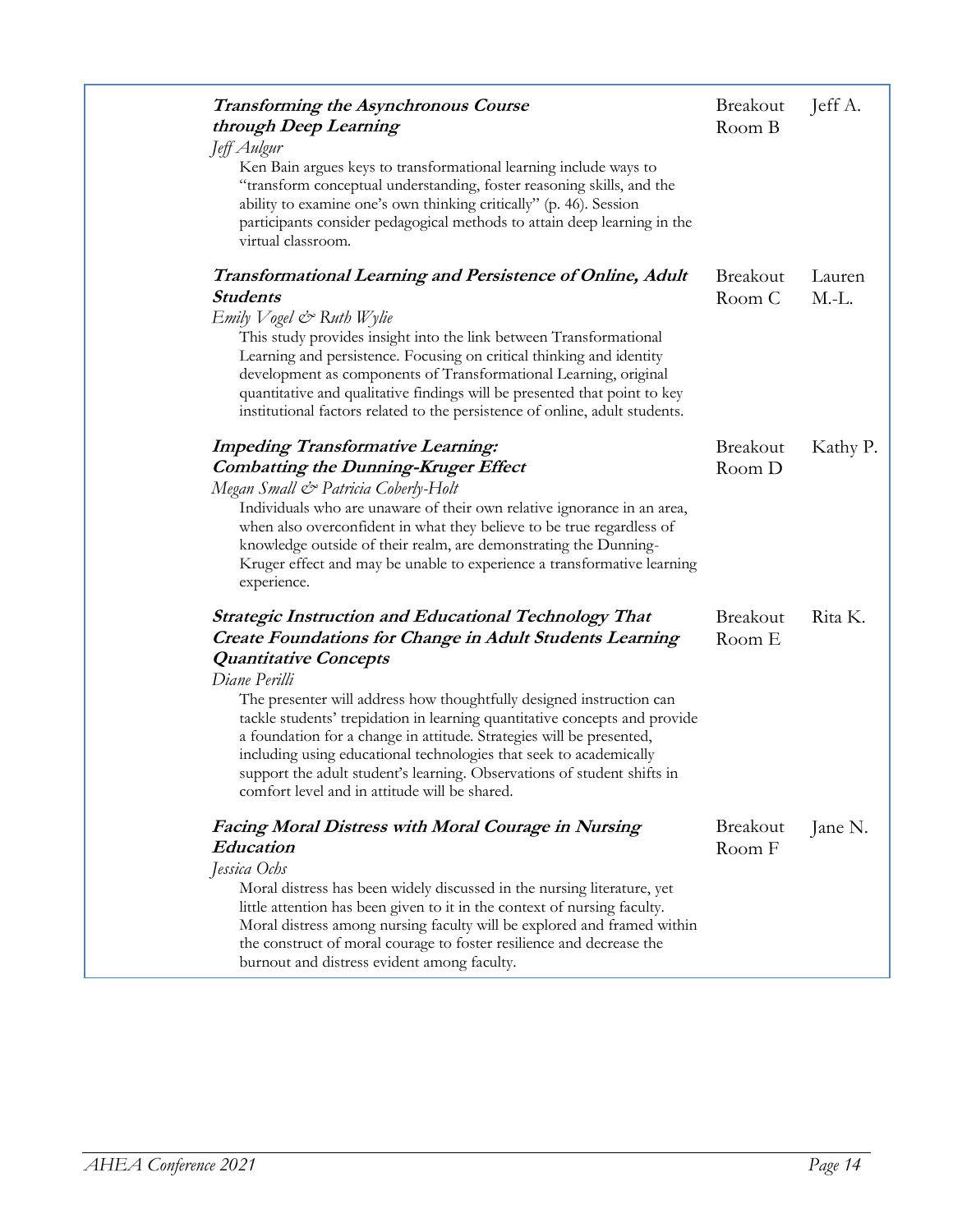| | | |
|---|---|---|
| ***Transforming the Asynchronous Course through Deep Learning***<br>*Jeff Aulgur*<br>Ken Bain argues keys to transformational learning include ways to "transform conceptual understanding, foster reasoning skills, and the ability to examine one's own thinking critically" (p. 46). Session participants consider pedagogical methods to attain deep learning in the virtual classroom. | Breakout Room B | Jeff A. |
| ***Transformational Learning and Persistence of Online, Adult Students***<br>*Emily Vogel & Ruth Wylie*<br>This study provides insight into the link between Transformational Learning and persistence. Focusing on critical thinking and identity development as components of Transformational Learning, original quantitative and qualitative findings will be presented that point to key institutional factors related to the persistence of online, adult students. | Breakout Room C | Lauren M.-L. |
| ***Impeding Transformative Learning: Combatting the Dunning-Kruger Effect***<br>*Megan Small & Patricia Coberly-Holt*<br>Individuals who are unaware of their own relative ignorance in an area, when also overconfident in what they believe to be true regardless of knowledge outside of their realm, are demonstrating the Dunning-Kruger effect and may be unable to experience a transformative learning experience. | Breakout Room D | Kathy P. |
| ***Strategic Instruction and Educational Technology That Create Foundations for Change in Adult Students Learning Quantitative Concepts***<br>*Diane Perilli*<br>The presenter will address how thoughtfully designed instruction can tackle students' trepidation in learning quantitative concepts and provide a foundation for a change in attitude. Strategies will be presented, including using educational technologies that seek to academically support the adult student's learning. Observations of student shifts in comfort level and in attitude will be shared. | Breakout Room E | Rita K. |
| ***Facing Moral Distress with Moral Courage in Nursing Education***<br>*Jessica Ochs*<br>Moral distress has been widely discussed in the nursing literature, yet little attention has been given to it in the context of nursing faculty. Moral distress among nursing faculty will be explored and framed within the construct of moral courage to foster resilience and decrease the burnout and distress evident among faculty. | Breakout Room F | Jane N. |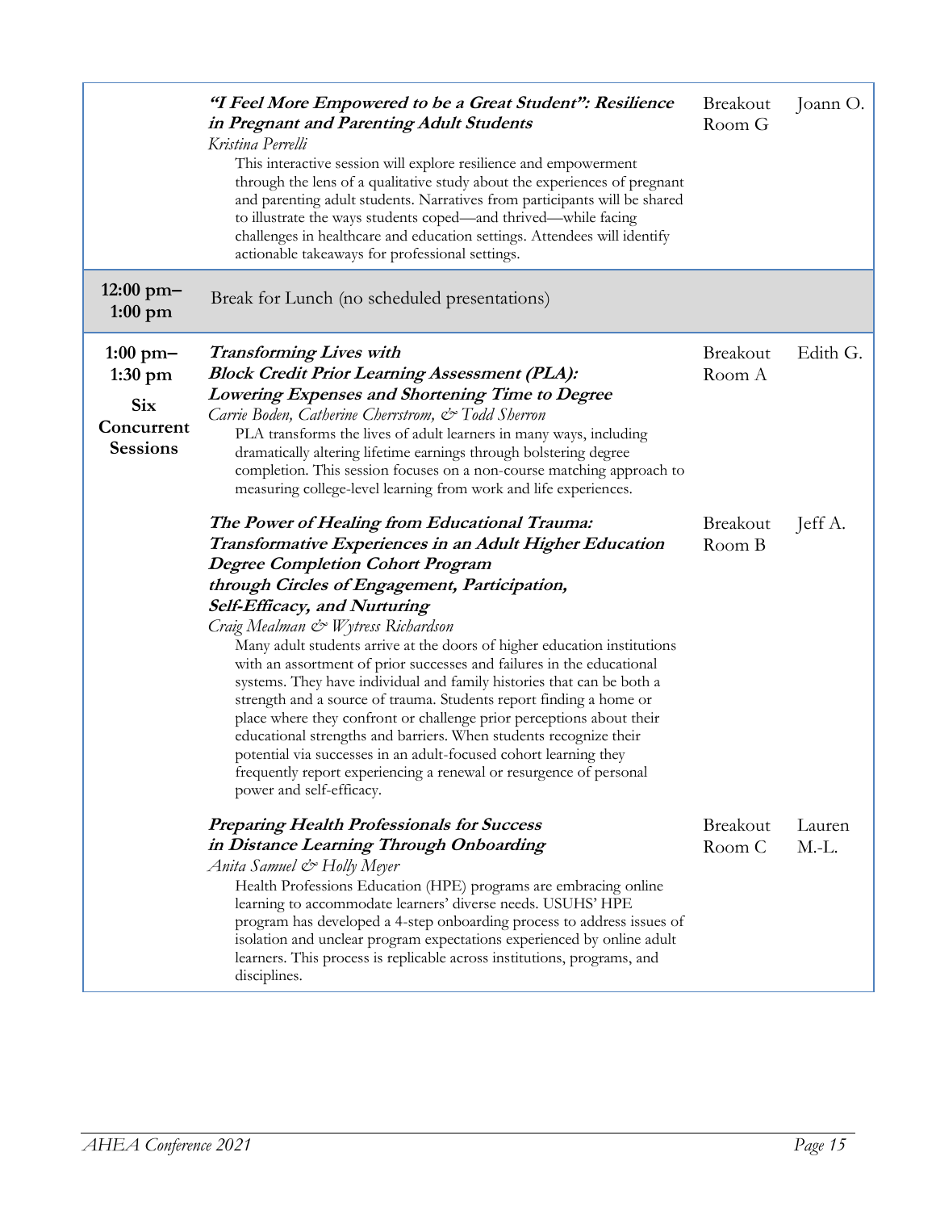| Time | Session | Room | Moderator |
| --- | --- | --- | --- |
| | ***"I Feel More Empowered to be a Great Student": Resilience in Pregnant and Parenting Adult Students***<br>*Kristina Perrelli*<br>This interactive session will explore resilience and empowerment through the lens of a qualitative study about the experiences of pregnant and parenting adult students. Narratives from participants will be shared to illustrate the ways students coped—and thrived—while facing challenges in healthcare and education settings. Attendees will identify actionable takeaways for professional settings. | Breakout Room G | Joann O. |
| **12:00 pm–1:00 pm** | Break for Lunch (no scheduled presentations) | | |
| **1:00 pm–1:30 pm**<br>**Six Concurrent Sessions** | ***Transforming Lives with Block Credit Prior Learning Assessment (PLA): Lowering Expenses and Shortening Time to Degree***<br>*Carrie Boden, Catherine Cherrstrom, & Todd Sherron*<br>PLA transforms the lives of adult learners in many ways, including dramatically altering lifetime earnings through bolstering degree completion. This session focuses on a non-course matching approach to measuring college-level learning from work and life experiences. | Breakout Room A | Edith G. |
| | ***The Power of Healing from Educational Trauma: Transformative Experiences in an Adult Higher Education Degree Completion Cohort Program through Circles of Engagement, Participation, Self-Efficacy, and Nurturing***<br>*Craig Mealman & Wytress Richardson*<br>Many adult students arrive at the doors of higher education institutions with an assortment of prior successes and failures in the educational systems. They have individual and family histories that can be both a strength and a source of trauma. Students report finding a home or place where they confront or challenge prior perceptions about their educational strengths and barriers. When students recognize their potential via successes in an adult-focused cohort learning they frequently report experiencing a renewal or resurgence of personal power and self-efficacy. | Breakout Room B | Jeff A. |
| | ***Preparing Health Professionals for Success in Distance Learning Through Onboarding***<br>*Anita Samuel & Holly Meyer*<br>Health Professions Education (HPE) programs are embracing online learning to accommodate learners' diverse needs. USUHS' HPE program has developed a 4-step onboarding process to address issues of isolation and unclear program expectations experienced by online adult learners. This process is replicable across institutions, programs, and disciplines. | Breakout Room C | Lauren M.-L. |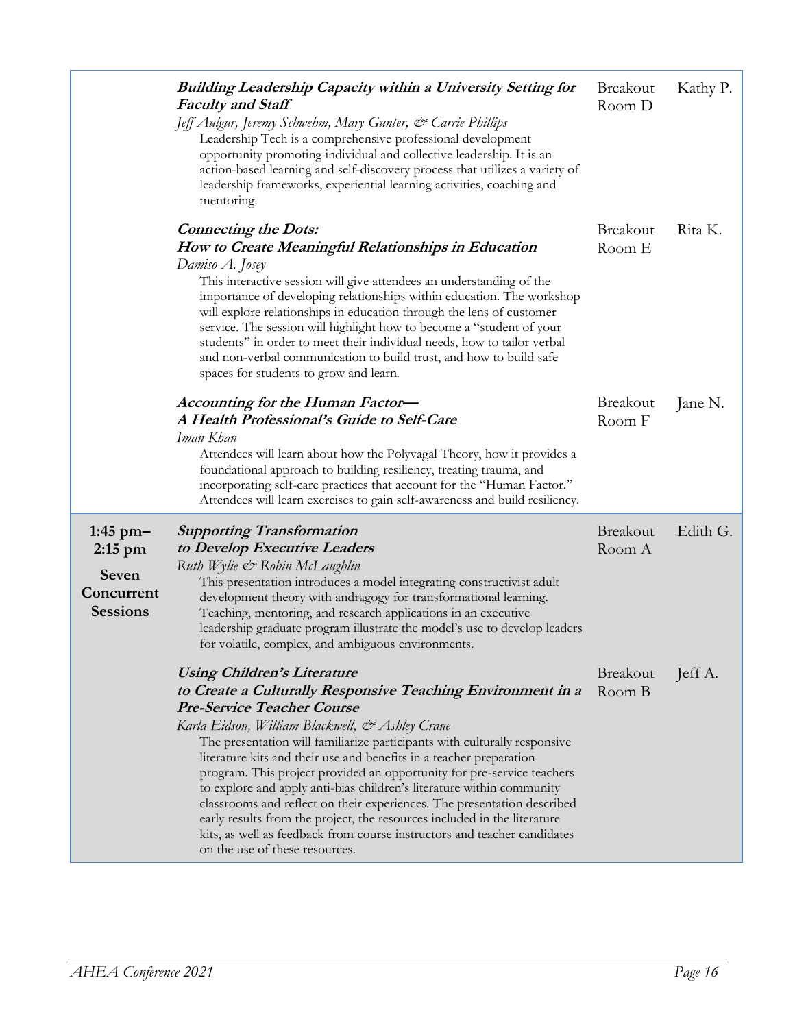| Time | Session | Room | Moderator |
| --- | --- | --- | --- |
| | ***Building Leadership Capacity within a University Setting for Faculty and Staff***<br>*Jeff Aulgur, Jeremy Schwehm, Mary Gunter, & Carrie Phillips*<br>Leadership Tech is a comprehensive professional development opportunity promoting individual and collective leadership. It is an action-based learning and self-discovery process that utilizes a variety of leadership frameworks, experiential learning activities, coaching and mentoring. | Breakout Room D | Kathy P. |
| | ***Connecting the Dots: How to Create Meaningful Relationships in Education***<br>*Damiso A. Josey*<br>This interactive session will give attendees an understanding of the importance of developing relationships within education. The workshop will explore relationships in education through the lens of customer service. The session will highlight how to become a "student of your students" in order to meet their individual needs, how to tailor verbal and non-verbal communication to build trust, and how to build safe spaces for students to grow and learn. | Breakout Room E | Rita K. |
| | ***Accounting for the Human Factor— A Health Professional's Guide to Self-Care***<br>*Iman Khan*<br>Attendees will learn about how the Polyvagal Theory, how it provides a foundational approach to building resiliency, treating trauma, and incorporating self-care practices that account for the "Human Factor." Attendees will learn exercises to gain self-awareness and build resiliency. | Breakout Room F | Jane N. |
| **1:45 pm– 2:15 pm**<br>**Seven Concurrent Sessions** | ***Supporting Transformation to Develop Executive Leaders***<br>*Ruth Wylie & Robin McLaughlin*<br>This presentation introduces a model integrating constructivist adult development theory with andragogy for transformational learning. Teaching, mentoring, and research applications in an executive leadership graduate program illustrate the model's use to develop leaders for volatile, complex, and ambiguous environments. | Breakout Room A | Edith G. |
| | ***Using Children's Literature to Create a Culturally Responsive Teaching Environment in a Pre-Service Teacher Course***<br>*Karla Eidson, William Blackwell, & Ashley Crane*<br>The presentation will familiarize participants with culturally responsive literature kits and their use and benefits in a teacher preparation program. This project provided an opportunity for pre-service teachers to explore and apply anti-bias children's literature within community classrooms and reflect on their experiences. The presentation described early results from the project, the resources included in the literature kits, as well as feedback from course instructors and teacher candidates on the use of these resources. | Breakout Room B | Jeff A. |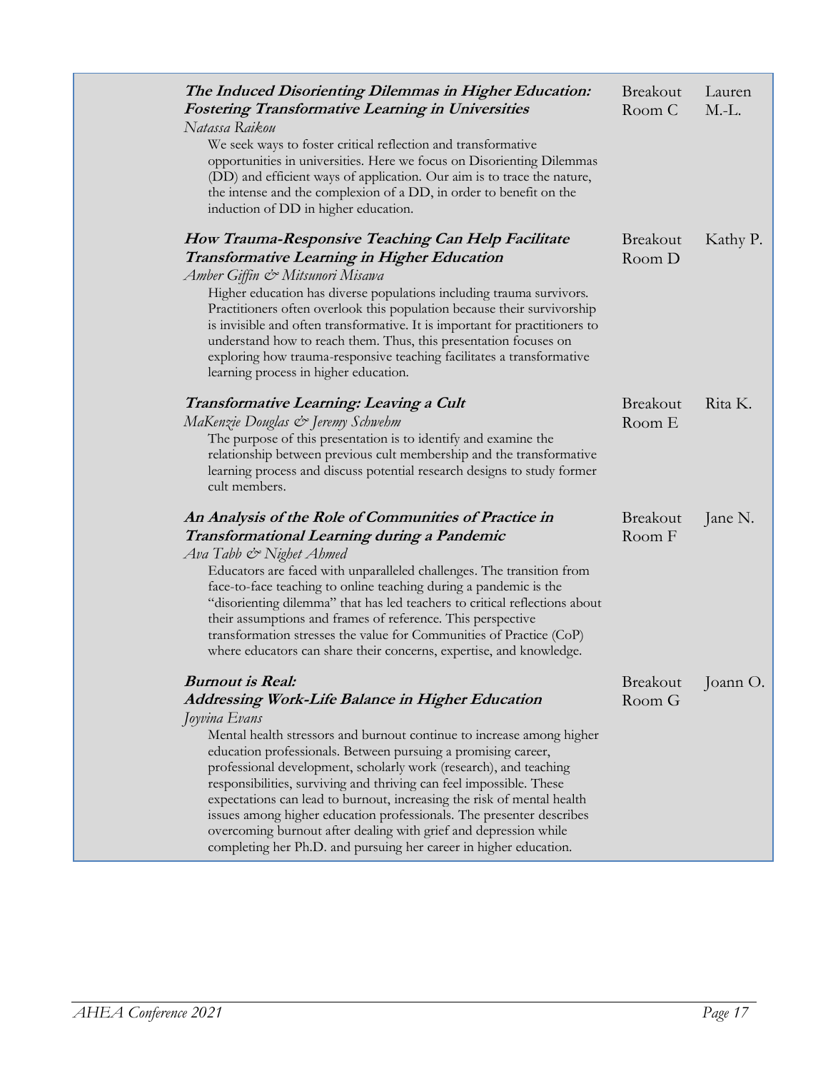| Session | Room | Moderator |
| --- | --- | --- |
| ***The Induced Disorienting Dilemmas in Higher Education: Fostering Transformative Learning in Universities***<br>*Natassa Raikou*<br>We seek ways to foster critical reflection and transformative opportunities in universities. Here we focus on Disorienting Dilemmas (DD) and efficient ways of application. Our aim is to trace the nature, the intense and the complexion of a DD, in order to benefit on the induction of DD in higher education. | Breakout Room C | Lauren M.-L. |
| ***How Trauma-Responsive Teaching Can Help Facilitate Transformative Learning in Higher Education***<br>*Amber Giffin & Mitsunori Misawa*<br>Higher education has diverse populations including trauma survivors. Practitioners often overlook this population because their survivorship is invisible and often transformative. It is important for practitioners to understand how to reach them. Thus, this presentation focuses on exploring how trauma-responsive teaching facilitates a transformative learning process in higher education. | Breakout Room D | Kathy P. |
| ***Transformative Learning: Leaving a Cult***<br>*MaKenzie Douglas & Jeremy Schwehm*<br>The purpose of this presentation is to identify and examine the relationship between previous cult membership and the transformative learning process and discuss potential research designs to study former cult members. | Breakout Room E | Rita K. |
| ***An Analysis of the Role of Communities of Practice in Transformational Learning during a Pandemic***<br>*Ava Tabb & Nighet Ahmed*<br>Educators are faced with unparalleled challenges. The transition from face-to-face teaching to online teaching during a pandemic is the "disorienting dilemma" that has led teachers to critical reflections about their assumptions and frames of reference. This perspective transformation stresses the value for Communities of Practice (CoP) where educators can share their concerns, expertise, and knowledge. | Breakout Room F | Jane N. |
| ***Burnout is Real: Addressing Work-Life Balance in Higher Education***<br>*Joyvina Evans*<br>Mental health stressors and burnout continue to increase among higher education professionals. Between pursuing a promising career, professional development, scholarly work (research), and teaching responsibilities, surviving and thriving can feel impossible. These expectations can lead to burnout, increasing the risk of mental health issues among higher education professionals. The presenter describes overcoming burnout after dealing with grief and depression while completing her Ph.D. and pursuing her career in higher education. | Breakout Room G | Joann O. |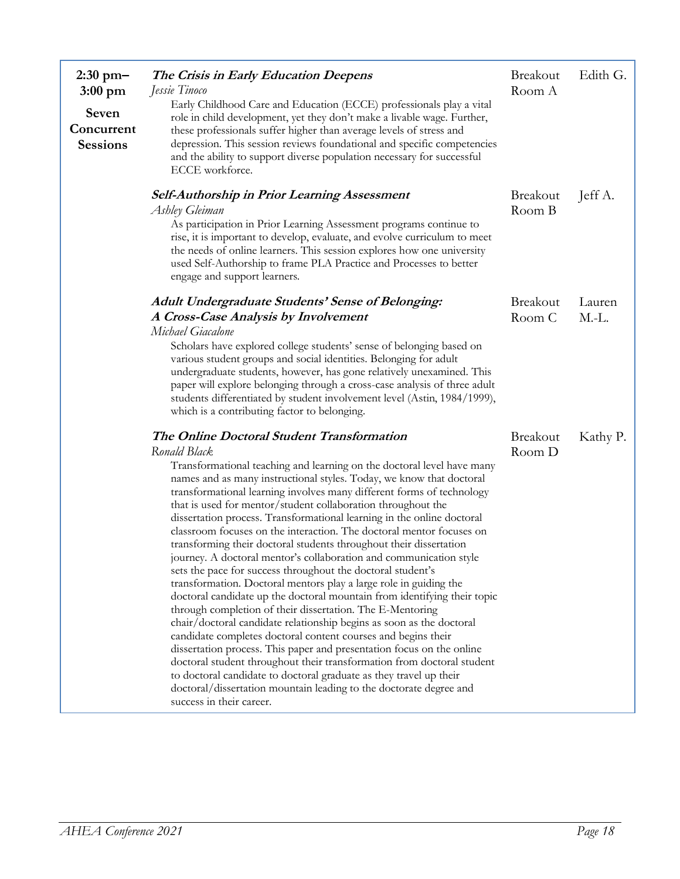| Time | Session | Room | Moderator |
|---|---|---|---|
| **2:30 pm–3:00 pm**<br><br>**Seven Concurrent Sessions** | ***The Crisis in Early Education Deepens***<br>*Jessie Tinoco*<br>Early Childhood Care and Education (ECCE) professionals play a vital role in child development, yet they don't make a livable wage. Further, these professionals suffer higher than average levels of stress and depression. This session reviews foundational and specific competencies and the ability to support diverse population necessary for successful ECCE workforce. | Breakout Room A | Edith G. |
| | ***Self-Authorship in Prior Learning Assessment***<br>*Ashley Gleiman*<br>As participation in Prior Learning Assessment programs continue to rise, it is important to develop, evaluate, and evolve curriculum to meet the needs of online learners. This session explores how one university used Self-Authorship to frame PLA Practice and Processes to better engage and support learners. | Breakout Room B | Jeff A. |
| | ***Adult Undergraduate Students' Sense of Belonging: A Cross-Case Analysis by Involvement***<br>*Michael Giacalone*<br>Scholars have explored college students' sense of belonging based on various student groups and social identities. Belonging for adult undergraduate students, however, has gone relatively unexamined. This paper will explore belonging through a cross-case analysis of three adult students differentiated by student involvement level (Astin, 1984/1999), which is a contributing factor to belonging. | Breakout Room C | Lauren M.-L. |
| | ***The Online Doctoral Student Transformation***<br>*Ronald Black*<br>Transformational teaching and learning on the doctoral level have many names and as many instructional styles. Today, we know that doctoral transformational learning involves many different forms of technology that is used for mentor/student collaboration throughout the dissertation process. Transformational learning in the online doctoral classroom focuses on the interaction. The doctoral mentor focuses on transforming their doctoral students throughout their dissertation journey. A doctoral mentor's collaboration and communication style sets the pace for success throughout the doctoral student's transformation. Doctoral mentors play a large role in guiding the doctoral candidate up the doctoral mountain from identifying their topic through completion of their dissertation. The E-Mentoring chair/doctoral candidate relationship begins as soon as the doctoral candidate completes doctoral content courses and begins their dissertation process. This paper and presentation focus on the online doctoral student throughout their transformation from doctoral student to doctoral candidate to doctoral graduate as they travel up their doctoral/dissertation mountain leading to the doctorate degree and success in their career. | Breakout Room D | Kathy P. |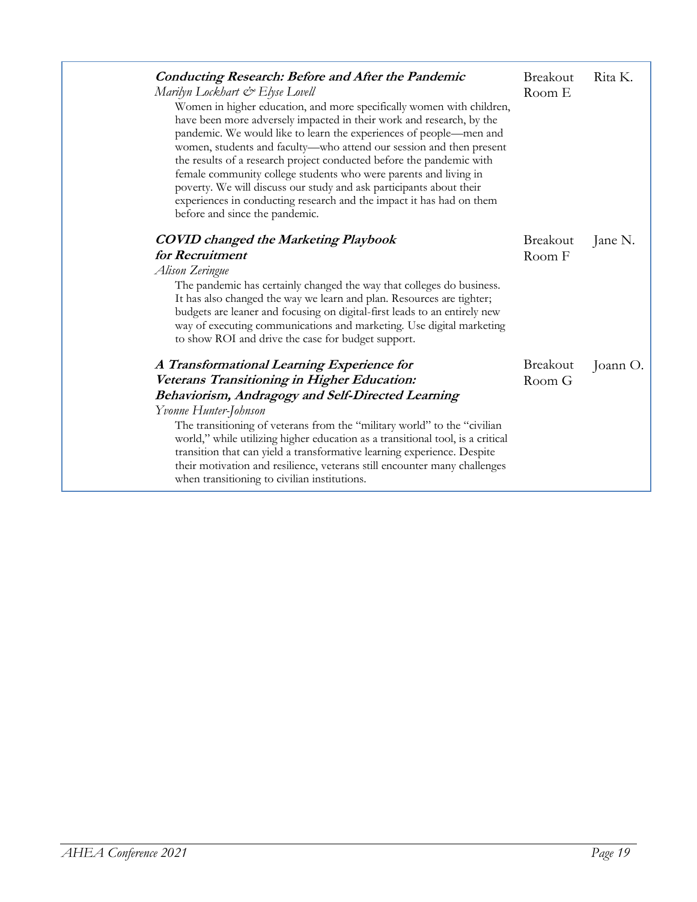| | | |
|---|---|---|
| ***Conducting Research: Before and After the Pandemic***<br>*Marilyn Lockhart & Elyse Lovell*<br>Women in higher education, and more specifically women with children, have been more adversely impacted in their work and research, by the pandemic. We would like to learn the experiences of people—men and women, students and faculty—who attend our session and then present the results of a research project conducted before the pandemic with female community college students who were parents and living in poverty. We will discuss our study and ask participants about their experiences in conducting research and the impact it has had on them before and since the pandemic. | Breakout Room E | Rita K. |
| ***COVID changed the Marketing Playbook for Recruitment***<br>*Alison Zeringue*<br>The pandemic has certainly changed the way that colleges do business. It has also changed the way we learn and plan. Resources are tighter; budgets are leaner and focusing on digital-first leads to an entirely new way of executing communications and marketing. Use digital marketing to show ROI and drive the case for budget support. | Breakout Room F | Jane N. |
| ***A Transformational Learning Experience for Veterans Transitioning in Higher Education: Behaviorism, Andragogy and Self-Directed Learning***<br>*Yvonne Hunter-Johnson*<br>The transitioning of veterans from the "military world" to the "civilian world," while utilizing higher education as a transitional tool, is a critical transition that can yield a transformative learning experience. Despite their motivation and resilience, veterans still encounter many challenges when transitioning to civilian institutions. | Breakout Room G | Joann O. |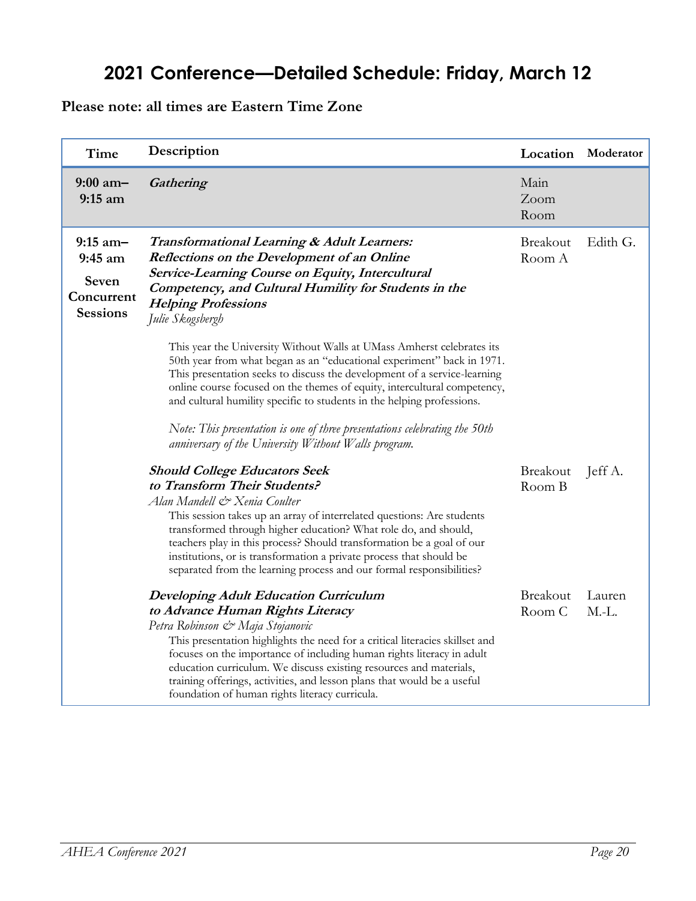# 2021 Conference—Detailed Schedule: Friday, March 12

**Please note: all times are Eastern Time Zone**

| Time | Description | Location | Moderator |
|---|---|---|---|
| **9:00 am–9:15 am** | ***Gathering*** | Main Zoom Room | |
| **9:15 am–9:45 am**<br><br>**Seven Concurrent Sessions** | ***Transformational Learning & Adult Learners: Reflections on the Development of an Online Service-Learning Course on Equity, Intercultural Competency, and Cultural Humility for Students in the Helping Professions***<br>*Julie Skogsbergh*<br><br>This year the University Without Walls at UMass Amherst celebrates its 50th year from what began as an "educational experiment" back in 1971. This presentation seeks to discuss the development of a service-learning online course focused on the themes of equity, intercultural competency, and cultural humility specific to students in the helping professions.<br><br>*Note: This presentation is one of three presentations celebrating the 50th anniversary of the University Without Walls program.* | Breakout Room A | Edith G. |
| | ***Should College Educators Seek to Transform Their Students?***<br>*Alan Mandell & Xenia Coulter*<br>This session takes up an array of interrelated questions: Are students transformed through higher education? What role do, and should, teachers play in this process? Should transformation be a goal of our institutions, or is transformation a private process that should be separated from the learning process and our formal responsibilities? | Breakout Room B | Jeff A. |
| | ***Developing Adult Education Curriculum to Advance Human Rights Literacy***<br>*Petra Robinson & Maja Stojanovic*<br>This presentation highlights the need for a critical literacies skillset and focuses on the importance of including human rights literacy in adult education curriculum. We discuss existing resources and materials, training offerings, activities, and lesson plans that would be a useful foundation of human rights literacy curricula. | Breakout Room C | Lauren M.-L. |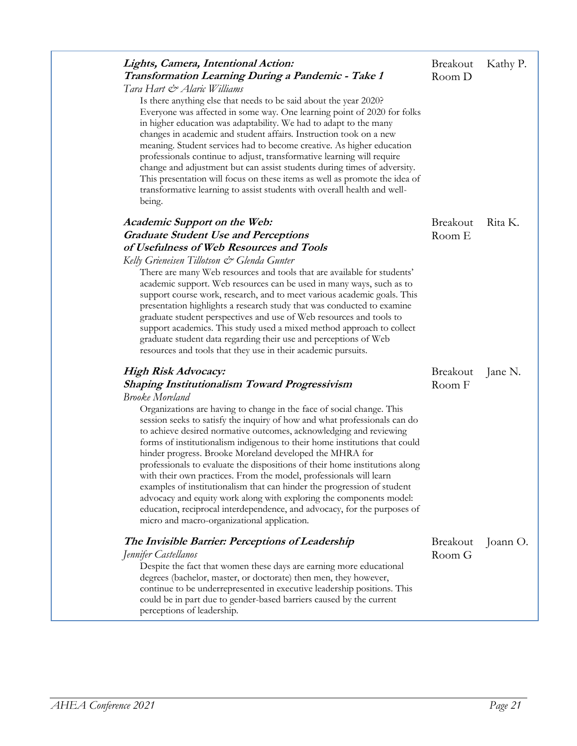| Session | Room | Moderator |
| --- | --- | --- |
| ***Lights, Camera, Intentional Action: Transformation Learning During a Pandemic - Take 1***<br>*Tara Hart & Alaric Williams*<br>Is there anything else that needs to be said about the year 2020? Everyone was affected in some way. One learning point of 2020 for folks in higher education was adaptability. We had to adapt to the many changes in academic and student affairs. Instruction took on a new meaning. Student services had to become creative. As higher education professionals continue to adjust, transformative learning will require change and adjustment but can assist students during times of adversity. This presentation will focus on these items as well as promote the idea of transformative learning to assist students with overall health and well-being. | Breakout Room D | Kathy P. |
| ***Academic Support on the Web: Graduate Student Use and Perceptions of Usefulness of Web Resources and Tools***<br>*Kelly Grieneisen Tillotson & Glenda Gunter*<br>There are many Web resources and tools that are available for students' academic support. Web resources can be used in many ways, such as to support course work, research, and to meet various academic goals. This presentation highlights a research study that was conducted to examine graduate student perspectives and use of Web resources and tools to support academics. This study used a mixed method approach to collect graduate student data regarding their use and perceptions of Web resources and tools that they use in their academic pursuits. | Breakout Room E | Rita K. |
| ***High Risk Advocacy: Shaping Institutionalism Toward Progressivism***<br>*Brooke Moreland*<br>Organizations are having to change in the face of social change. This session seeks to satisfy the inquiry of how and what professionals can do to achieve desired normative outcomes, acknowledging and reviewing forms of institutionalism indigenous to their home institutions that could hinder progress. Brooke Moreland developed the MHRA for professionals to evaluate the dispositions of their home institutions along with their own practices. From the model, professionals will learn examples of institutionalism that can hinder the progression of student advocacy and equity work along with exploring the components model: education, reciprocal interdependence, and advocacy, for the purposes of micro and macro-organizational application. | Breakout Room F | Jane N. |
| ***The Invisible Barrier: Perceptions of Leadership***<br>*Jennifer Castellanos*<br>Despite the fact that women these days are earning more educational degrees (bachelor, master, or doctorate) then men, they however, continue to be underrepresented in executive leadership positions. This could be in part due to gender-based barriers caused by the current perceptions of leadership. | Breakout Room G | Joann O. |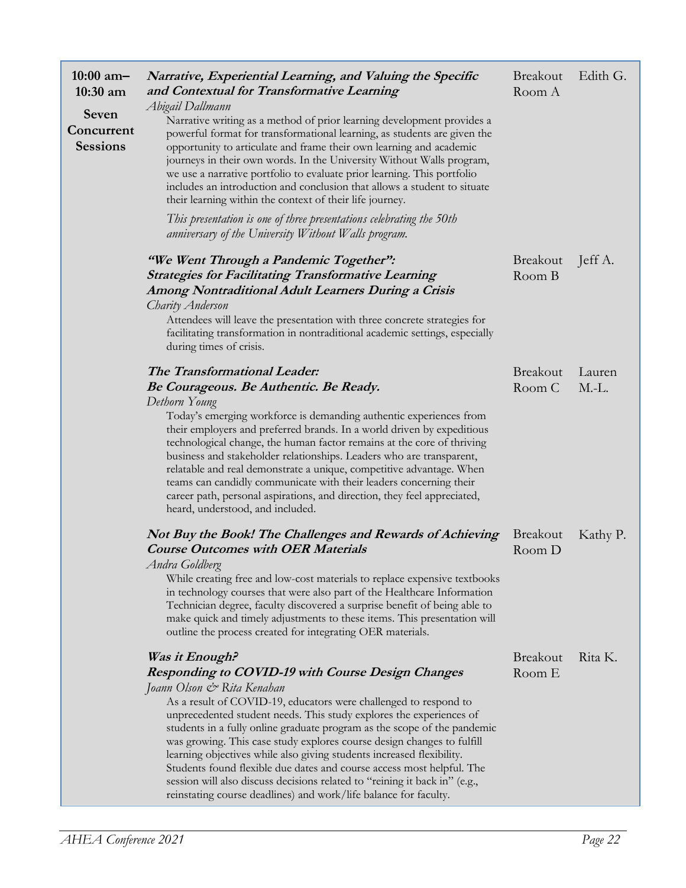**10:00 am–10:30 am**

**Seven Concurrent Sessions**

***Narrative, Experiential Learning, and Valuing the Specific and Contextual for Transformative Learning***
*Abigail Dallmann*
Breakout Room A — Edith G.

Narrative writing as a method of prior learning development provides a powerful format for transformational learning, as students are given the opportunity to articulate and frame their own learning and academic journeys in their own words. In the University Without Walls program, we use a narrative portfolio to evaluate prior learning. This portfolio includes an introduction and conclusion that allows a student to situate their learning within the context of their life journey.

*This presentation is one of three presentations celebrating the 50th anniversary of the University Without Walls program.*

***"We Went Through a Pandemic Together": Strategies for Facilitating Transformative Learning Among Nontraditional Adult Learners During a Crisis***
*Charity Anderson*
Breakout Room B — Jeff A.

Attendees will leave the presentation with three concrete strategies for facilitating transformation in nontraditional academic settings, especially during times of crisis.

***The Transformational Leader: Be Courageous. Be Authentic. Be Ready.***
*Dethorn Young*
Breakout Room C — Lauren M.-L.

Today's emerging workforce is demanding authentic experiences from their employers and preferred brands. In a world driven by expeditious technological change, the human factor remains at the core of thriving business and stakeholder relationships. Leaders who are transparent, relatable and real demonstrate a unique, competitive advantage. When teams can candidly communicate with their leaders concerning their career path, personal aspirations, and direction, they feel appreciated, heard, understood, and included.

***Not Buy the Book! The Challenges and Rewards of Achieving Course Outcomes with OER Materials***
*Andra Goldberg*
Breakout Room D — Kathy P.

While creating free and low-cost materials to replace expensive textbooks in technology courses that were also part of the Healthcare Information Technician degree, faculty discovered a surprise benefit of being able to make quick and timely adjustments to these items. This presentation will outline the process created for integrating OER materials.

***Was it Enough? Responding to COVID-19 with Course Design Changes***
*Joann Olson & Rita Kenahan*
Breakout Room E — Rita K.

As a result of COVID-19, educators were challenged to respond to unprecedented student needs. This study explores the experiences of students in a fully online graduate program as the scope of the pandemic was growing. This case study explores course design changes to fulfill learning objectives while also giving students increased flexibility. Students found flexible due dates and course access most helpful. The session will also discuss decisions related to "reining it back in" (e.g., reinstating course deadlines) and work/life balance for faculty.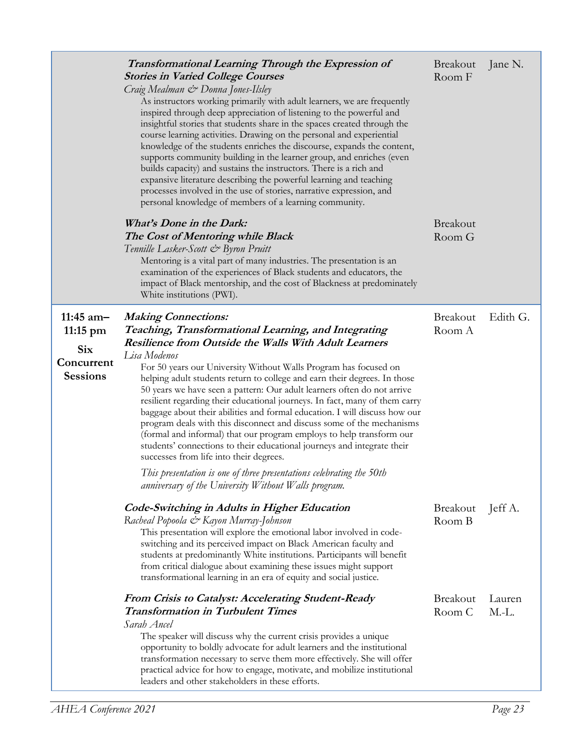| | Session | Room | Moderator |
|---|---|---|---|
| | ***Transformational Learning Through the Expression of Stories in Varied College Courses***<br>*Craig Mealman & Donna Jones-Ilsley*<br>As instructors working primarily with adult learners, we are frequently inspired through deep appreciation of listening to the powerful and insightful stories that students share in the spaces created through the course learning activities. Drawing on the personal and experiential knowledge of the students enriches the discourse, expands the content, supports community building in the learner group, and enriches (even builds capacity) and sustains the instructors. There is a rich and expansive literature describing the powerful learning and teaching processes involved in the use of stories, narrative expression, and personal knowledge of members of a learning community. | Breakout Room F | Jane N. |
| | ***What's Done in the Dark: The Cost of Mentoring while Black***<br>*Tennille Lasker-Scott & Byron Pruitt*<br>Mentoring is a vital part of many industries. The presentation is an examination of the experiences of Black students and educators, the impact of Black mentorship, and the cost of Blackness at predominately White institutions (PWI). | Breakout Room G | |
| **11:45 am–11:15 pm**<br>**Six Concurrent Sessions** | ***Making Connections: Teaching, Transformational Learning, and Integrating Resilience from Outside the Walls With Adult Learners***<br>*Lisa Modenos*<br>For 50 years our University Without Walls Program has focused on helping adult students return to college and earn their degrees. In those 50 years we have seen a pattern: Our adult learners often do not arrive resilient regarding their educational journeys. In fact, many of them carry baggage about their abilities and formal education. I will discuss how our program deals with this disconnect and discuss some of the mechanisms (formal and informal) that our program employs to help transform our students' connections to their educational journeys and integrate their successes from life into their degrees.<br>*This presentation is one of three presentations celebrating the 50th anniversary of the University Without Walls program.* | Breakout Room A | Edith G. |
| | ***Code-Switching in Adults in Higher Education***<br>*Racheal Popoola & Kayon Murray-Johnson*<br>This presentation will explore the emotional labor involved in code-switching and its perceived impact on Black American faculty and students at predominantly White institutions. Participants will benefit from critical dialogue about examining these issues might support transformational learning in an era of equity and social justice. | Breakout Room B | Jeff A. |
| | ***From Crisis to Catalyst: Accelerating Student-Ready Transformation in Turbulent Times***<br>*Sarah Ancel*<br>The speaker will discuss why the current crisis provides a unique opportunity to boldly advocate for adult learners and the institutional transformation necessary to serve them more effectively. She will offer practical advice for how to engage, motivate, and mobilize institutional leaders and other stakeholders in these efforts. | Breakout Room C | Lauren M.-L. |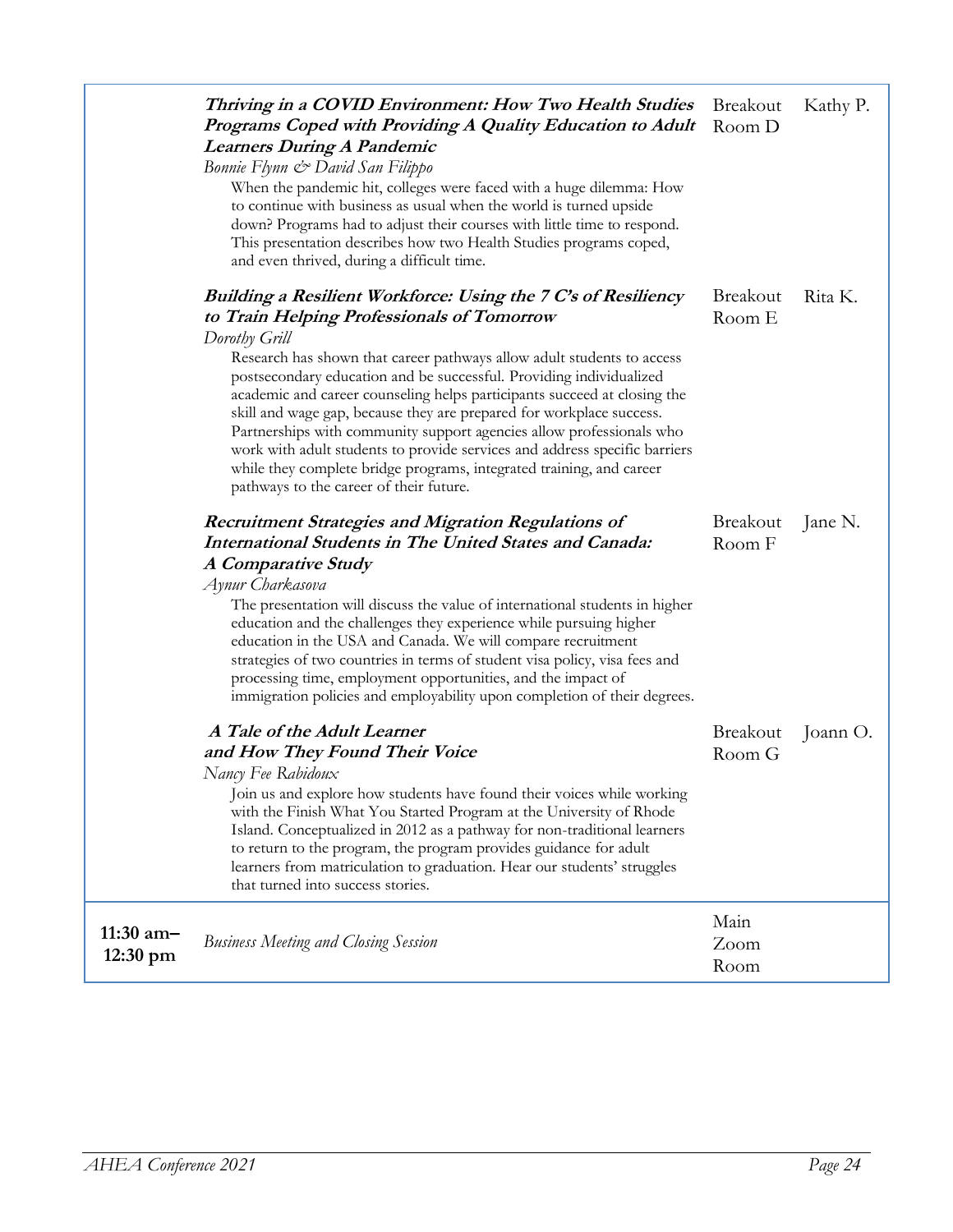| | | | |
|---|---|---|---|
| | ***Thriving in a COVID Environment: How Two Health Studies Programs Coped with Providing A Quality Education to Adult Learners During A Pandemic***<br>*Bonnie Flynn & David San Filippo*<br>When the pandemic hit, colleges were faced with a huge dilemma: How to continue with business as usual when the world is turned upside down? Programs had to adjust their courses with little time to respond. This presentation describes how two Health Studies programs coped, and even thrived, during a difficult time. | Breakout Room D | Kathy P. |
| | ***Building a Resilient Workforce: Using the 7 C's of Resiliency to Train Helping Professionals of Tomorrow***<br>*Dorothy Grill*<br>Research has shown that career pathways allow adult students to access postsecondary education and be successful. Providing individualized academic and career counseling helps participants succeed at closing the skill and wage gap, because they are prepared for workplace success. Partnerships with community support agencies allow professionals who work with adult students to provide services and address specific barriers while they complete bridge programs, integrated training, and career pathways to the career of their future. | Breakout Room E | Rita K. |
| | ***Recruitment Strategies and Migration Regulations of International Students in The United States and Canada: A Comparative Study***<br>*Aynur Charkasova*<br>The presentation will discuss the value of international students in higher education and the challenges they experience while pursuing higher education in the USA and Canada. We will compare recruitment strategies of two countries in terms of student visa policy, visa fees and processing time, employment opportunities, and the impact of immigration policies and employability upon completion of their degrees. | Breakout Room F | Jane N. |
| | ***A Tale of the Adult Learner and How They Found Their Voice***<br>*Nancy Fee Rabidoux*<br>Join us and explore how students have found their voices while working with the Finish What You Started Program at the University of Rhode Island. Conceptualized in 2012 as a pathway for non-traditional learners to return to the program, the program provides guidance for adult learners from matriculation to graduation. Hear our students' struggles that turned into success stories. | Breakout Room G | Joann O. |
| **11:30 am–12:30 pm** | *Business Meeting and Closing Session* | Main Zoom Room | |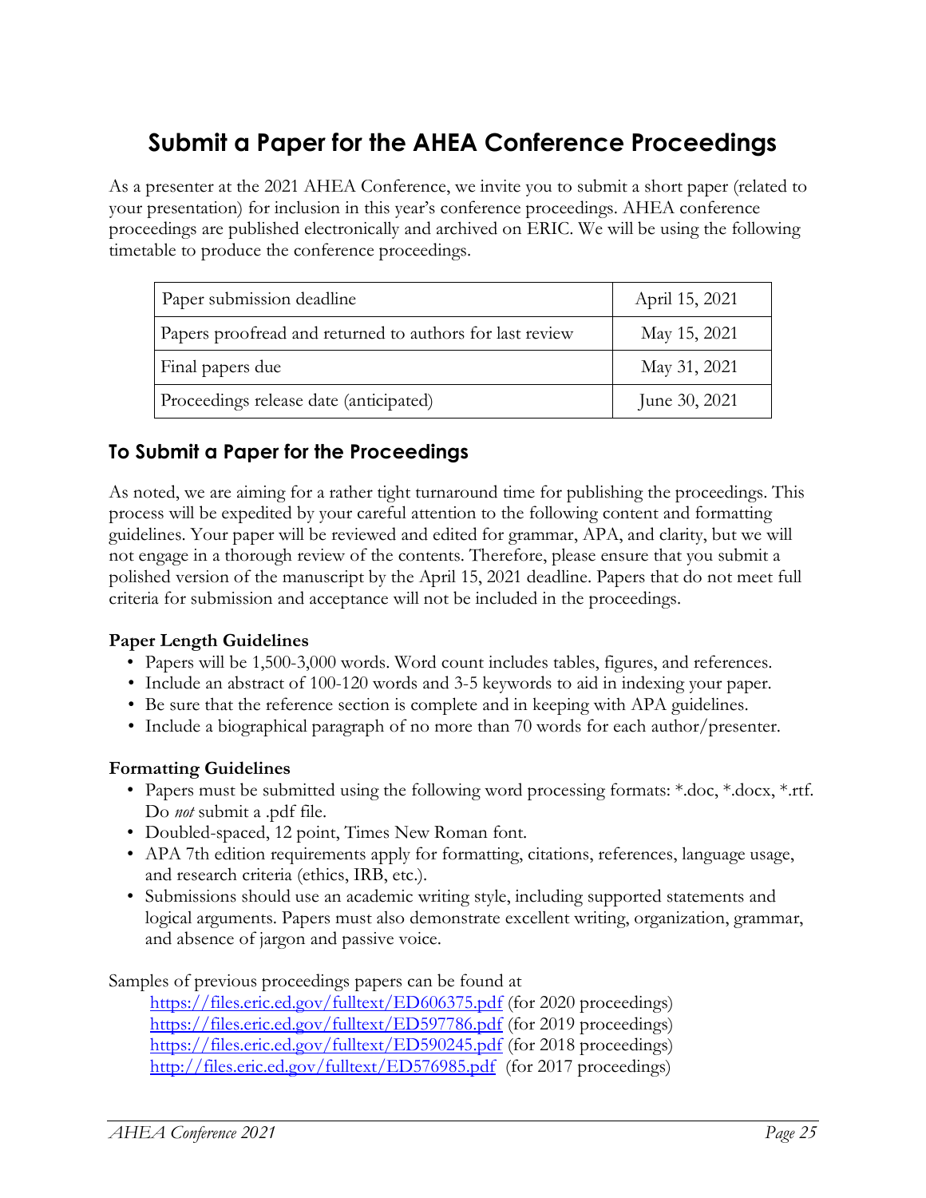# Submit a Paper for the AHEA Conference Proceedings

As a presenter at the 2021 AHEA Conference, we invite you to submit a short paper (related to your presentation) for inclusion in this year's conference proceedings. AHEA conference proceedings are published electronically and archived on ERIC. We will be using the following timetable to produce the conference proceedings.

| | |
|---|---|
| Paper submission deadline | April 15, 2021 |
| Papers proofread and returned to authors for last review | May 15, 2021 |
| Final papers due | May 31, 2021 |
| Proceedings release date (anticipated) | June 30, 2021 |

## To Submit a Paper for the Proceedings

As noted, we are aiming for a rather tight turnaround time for publishing the proceedings. This process will be expedited by your careful attention to the following content and formatting guidelines. Your paper will be reviewed and edited for grammar, APA, and clarity, but we will not engage in a thorough review of the contents. Therefore, please ensure that you submit a polished version of the manuscript by the April 15, 2021 deadline. Papers that do not meet full criteria for submission and acceptance will not be included in the proceedings.

**Paper Length Guidelines**

- Papers will be 1,500-3,000 words. Word count includes tables, figures, and references.
- Include an abstract of 100-120 words and 3-5 keywords to aid in indexing your paper.
- Be sure that the reference section is complete and in keeping with APA guidelines.
- Include a biographical paragraph of no more than 70 words for each author/presenter.

**Formatting Guidelines**

- Papers must be submitted using the following word processing formats: *.doc, *.docx, *.rtf. Do *not* submit a .pdf file.
- Doubled-spaced, 12 point, Times New Roman font.
- APA 7th edition requirements apply for formatting, citations, references, language usage, and research criteria (ethics, IRB, etc.).
- Submissions should use an academic writing style, including supported statements and logical arguments. Papers must also demonstrate excellent writing, organization, grammar, and absence of jargon and passive voice.

Samples of previous proceedings papers can be found at
https://files.eric.ed.gov/fulltext/ED606375.pdf (for 2020 proceedings)
https://files.eric.ed.gov/fulltext/ED597786.pdf (for 2019 proceedings)
https://files.eric.ed.gov/fulltext/ED590245.pdf (for 2018 proceedings)
http://files.eric.ed.gov/fulltext/ED576985.pdf (for 2017 proceedings)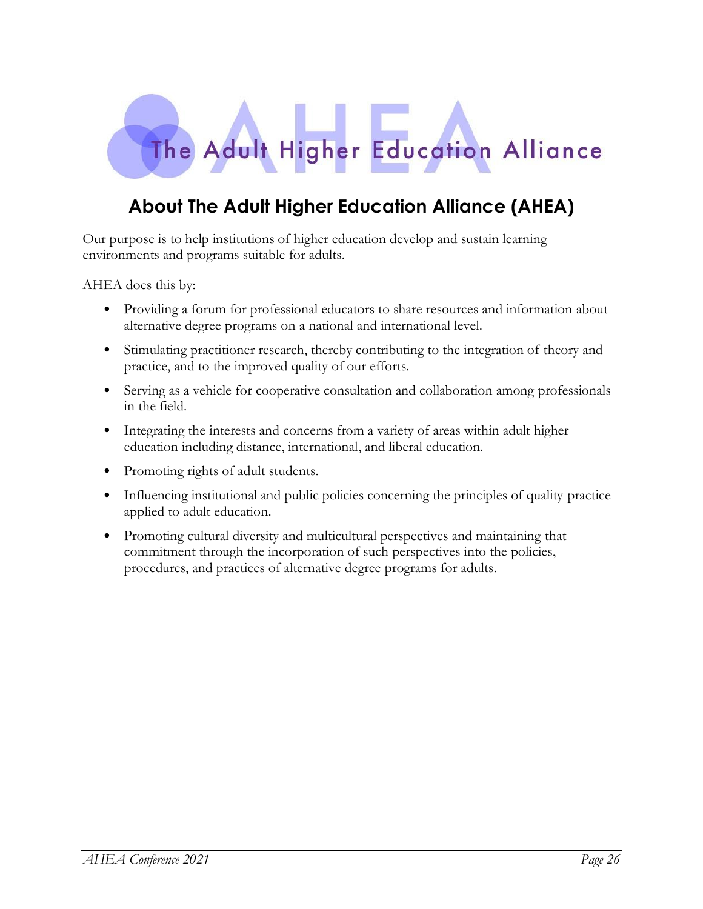The Adult Higher Education Alliance

## About The Adult Higher Education Alliance (AHEA)

Our purpose is to help institutions of higher education develop and sustain learning environments and programs suitable for adults.

AHEA does this by:

- Providing a forum for professional educators to share resources and information about alternative degree programs on a national and international level.
- Stimulating practitioner research, thereby contributing to the integration of theory and practice, and to the improved quality of our efforts.
- Serving as a vehicle for cooperative consultation and collaboration among professionals in the field.
- Integrating the interests and concerns from a variety of areas within adult higher education including distance, international, and liberal education.
- Promoting rights of adult students.
- Influencing institutional and public policies concerning the principles of quality practice applied to adult education.
- Promoting cultural diversity and multicultural perspectives and maintaining that commitment through the incorporation of such perspectives into the policies, procedures, and practices of alternative degree programs for adults.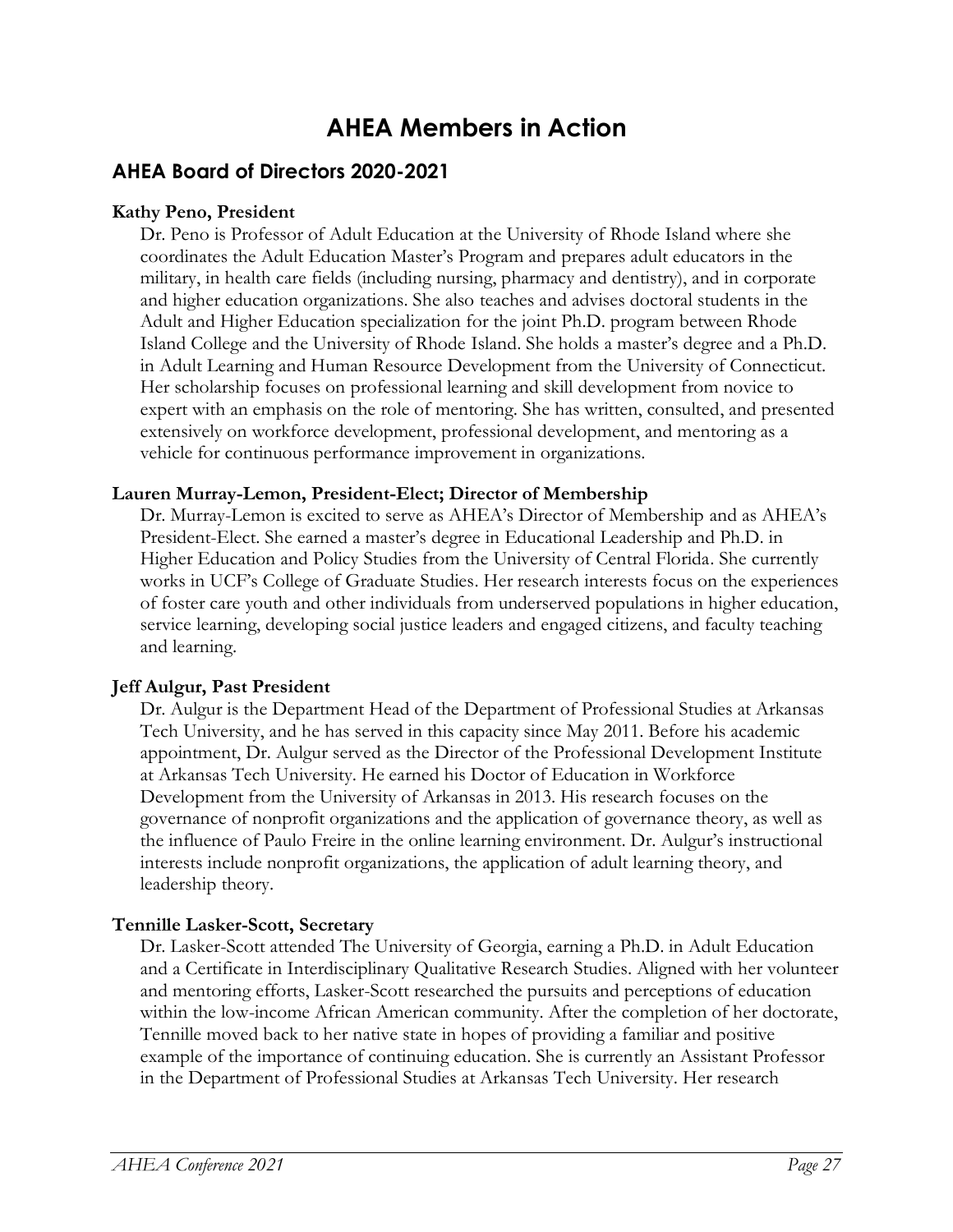# AHEA Members in Action

## AHEA Board of Directors 2020-2021

**Kathy Peno, President**

Dr. Peno is Professor of Adult Education at the University of Rhode Island where she coordinates the Adult Education Master's Program and prepares adult educators in the military, in health care fields (including nursing, pharmacy and dentistry), and in corporate and higher education organizations. She also teaches and advises doctoral students in the Adult and Higher Education specialization for the joint Ph.D. program between Rhode Island College and the University of Rhode Island. She holds a master's degree and a Ph.D. in Adult Learning and Human Resource Development from the University of Connecticut. Her scholarship focuses on professional learning and skill development from novice to expert with an emphasis on the role of mentoring. She has written, consulted, and presented extensively on workforce development, professional development, and mentoring as a vehicle for continuous performance improvement in organizations.

**Lauren Murray-Lemon, President-Elect; Director of Membership**

Dr. Murray-Lemon is excited to serve as AHEA's Director of Membership and as AHEA's President-Elect. She earned a master's degree in Educational Leadership and Ph.D. in Higher Education and Policy Studies from the University of Central Florida. She currently works in UCF's College of Graduate Studies. Her research interests focus on the experiences of foster care youth and other individuals from underserved populations in higher education, service learning, developing social justice leaders and engaged citizens, and faculty teaching and learning.

**Jeff Aulgur, Past President**

Dr. Aulgur is the Department Head of the Department of Professional Studies at Arkansas Tech University, and he has served in this capacity since May 2011. Before his academic appointment, Dr. Aulgur served as the Director of the Professional Development Institute at Arkansas Tech University. He earned his Doctor of Education in Workforce Development from the University of Arkansas in 2013. His research focuses on the governance of nonprofit organizations and the application of governance theory, as well as the influence of Paulo Freire in the online learning environment. Dr. Aulgur's instructional interests include nonprofit organizations, the application of adult learning theory, and leadership theory.

**Tennille Lasker-Scott, Secretary**

Dr. Lasker-Scott attended The University of Georgia, earning a Ph.D. in Adult Education and a Certificate in Interdisciplinary Qualitative Research Studies. Aligned with her volunteer and mentoring efforts, Lasker-Scott researched the pursuits and perceptions of education within the low-income African American community. After the completion of her doctorate, Tennille moved back to her native state in hopes of providing a familiar and positive example of the importance of continuing education. She is currently an Assistant Professor in the Department of Professional Studies at Arkansas Tech University. Her research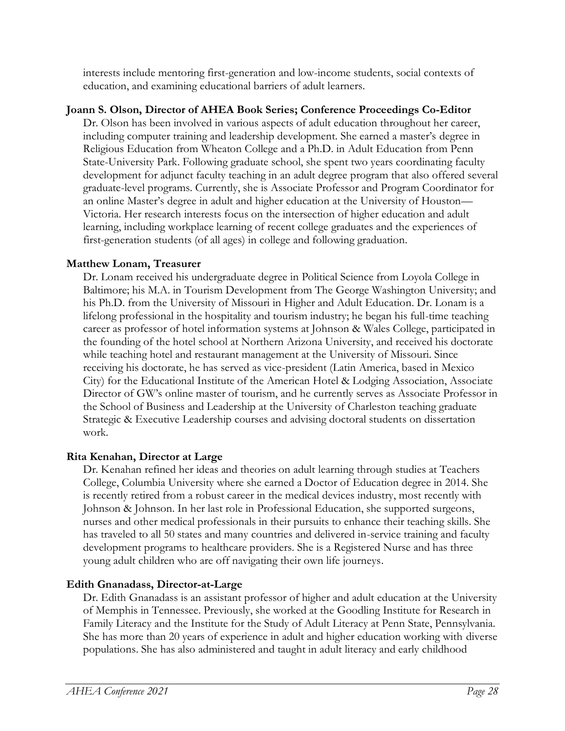interests include mentoring first-generation and low-income students, social contexts of education, and examining educational barriers of adult learners.

**Joann S. Olson, Director of AHEA Book Series; Conference Proceedings Co-Editor**

Dr. Olson has been involved in various aspects of adult education throughout her career, including computer training and leadership development. She earned a master's degree in Religious Education from Wheaton College and a Ph.D. in Adult Education from Penn State-University Park. Following graduate school, she spent two years coordinating faculty development for adjunct faculty teaching in an adult degree program that also offered several graduate-level programs. Currently, she is Associate Professor and Program Coordinator for an online Master's degree in adult and higher education at the University of Houston—Victoria. Her research interests focus on the intersection of higher education and adult learning, including workplace learning of recent college graduates and the experiences of first-generation students (of all ages) in college and following graduation.

**Matthew Lonam, Treasurer**

Dr. Lonam received his undergraduate degree in Political Science from Loyola College in Baltimore; his M.A. in Tourism Development from The George Washington University; and his Ph.D. from the University of Missouri in Higher and Adult Education. Dr. Lonam is a lifelong professional in the hospitality and tourism industry; he began his full-time teaching career as professor of hotel information systems at Johnson & Wales College, participated in the founding of the hotel school at Northern Arizona University, and received his doctorate while teaching hotel and restaurant management at the University of Missouri. Since receiving his doctorate, he has served as vice-president (Latin America, based in Mexico City) for the Educational Institute of the American Hotel & Lodging Association, Associate Director of GW's online master of tourism, and he currently serves as Associate Professor in the School of Business and Leadership at the University of Charleston teaching graduate Strategic & Executive Leadership courses and advising doctoral students on dissertation work.

**Rita Kenahan, Director at Large**

Dr. Kenahan refined her ideas and theories on adult learning through studies at Teachers College, Columbia University where she earned a Doctor of Education degree in 2014. She is recently retired from a robust career in the medical devices industry, most recently with Johnson & Johnson. In her last role in Professional Education, she supported surgeons, nurses and other medical professionals in their pursuits to enhance their teaching skills. She has traveled to all 50 states and many countries and delivered in-service training and faculty development programs to healthcare providers. She is a Registered Nurse and has three young adult children who are off navigating their own life journeys.

**Edith Gnanadass, Director-at-Large**

Dr. Edith Gnanadass is an assistant professor of higher and adult education at the University of Memphis in Tennessee. Previously, she worked at the Goodling Institute for Research in Family Literacy and the Institute for the Study of Adult Literacy at Penn State, Pennsylvania. She has more than 20 years of experience in adult and higher education working with diverse populations. She has also administered and taught in adult literacy and early childhood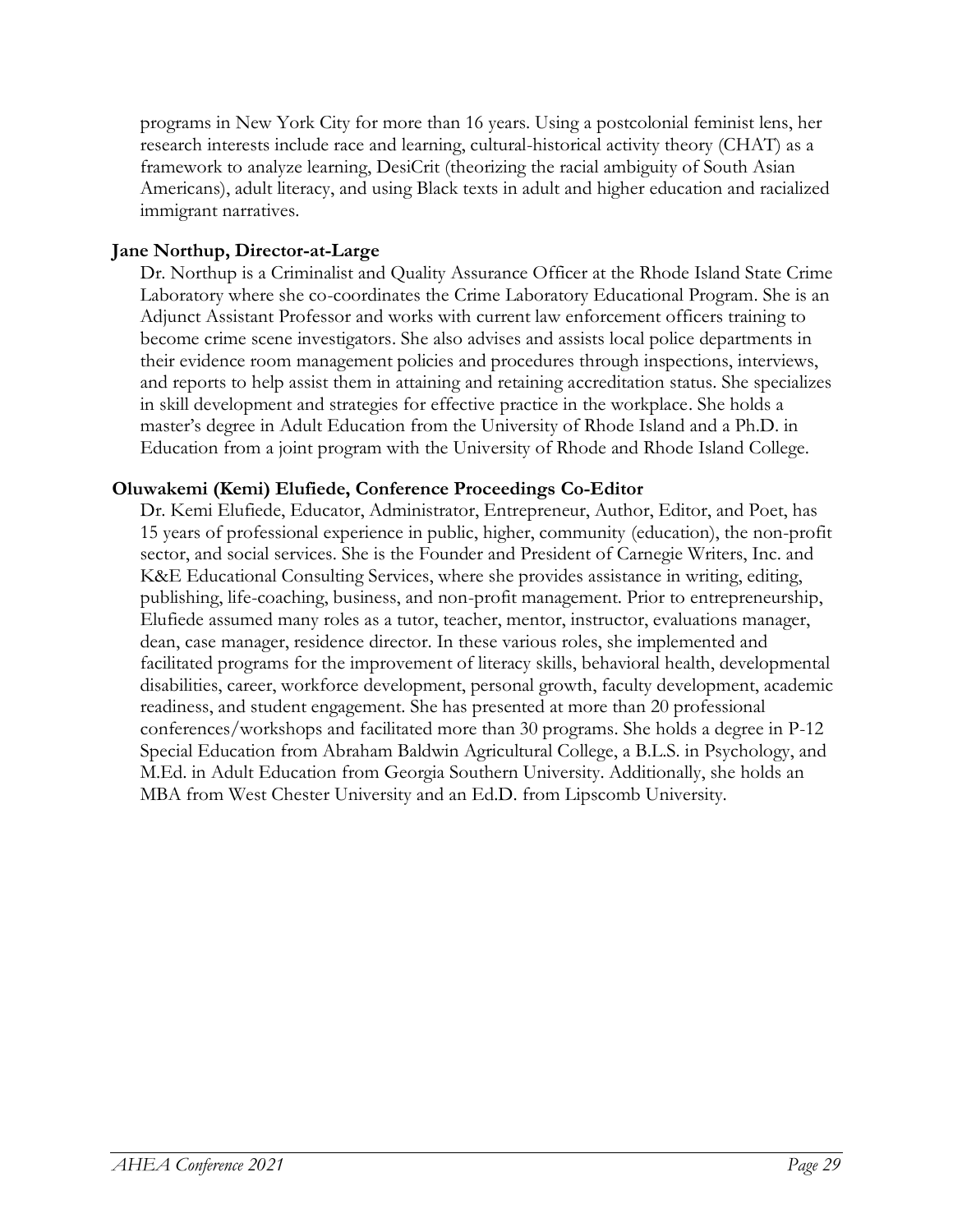programs in New York City for more than 16 years. Using a postcolonial feminist lens, her research interests include race and learning, cultural-historical activity theory (CHAT) as a framework to analyze learning, DesiCrit (theorizing the racial ambiguity of South Asian Americans), adult literacy, and using Black texts in adult and higher education and racialized immigrant narratives.

**Jane Northup, Director-at-Large**

Dr. Northup is a Criminalist and Quality Assurance Officer at the Rhode Island State Crime Laboratory where she co-coordinates the Crime Laboratory Educational Program. She is an Adjunct Assistant Professor and works with current law enforcement officers training to become crime scene investigators. She also advises and assists local police departments in their evidence room management policies and procedures through inspections, interviews, and reports to help assist them in attaining and retaining accreditation status. She specializes in skill development and strategies for effective practice in the workplace. She holds a master's degree in Adult Education from the University of Rhode Island and a Ph.D. in Education from a joint program with the University of Rhode and Rhode Island College.

**Oluwakemi (Kemi) Elufiede, Conference Proceedings Co-Editor**

Dr. Kemi Elufiede, Educator, Administrator, Entrepreneur, Author, Editor, and Poet, has 15 years of professional experience in public, higher, community (education), the non-profit sector, and social services. She is the Founder and President of Carnegie Writers, Inc. and K&E Educational Consulting Services, where she provides assistance in writing, editing, publishing, life-coaching, business, and non-profit management. Prior to entrepreneurship, Elufiede assumed many roles as a tutor, teacher, mentor, instructor, evaluations manager, dean, case manager, residence director. In these various roles, she implemented and facilitated programs for the improvement of literacy skills, behavioral health, developmental disabilities, career, workforce development, personal growth, faculty development, academic readiness, and student engagement. She has presented at more than 20 professional conferences/workshops and facilitated more than 30 programs. She holds a degree in P-12 Special Education from Abraham Baldwin Agricultural College, a B.L.S. in Psychology, and M.Ed. in Adult Education from Georgia Southern University. Additionally, she holds an MBA from West Chester University and an Ed.D. from Lipscomb University.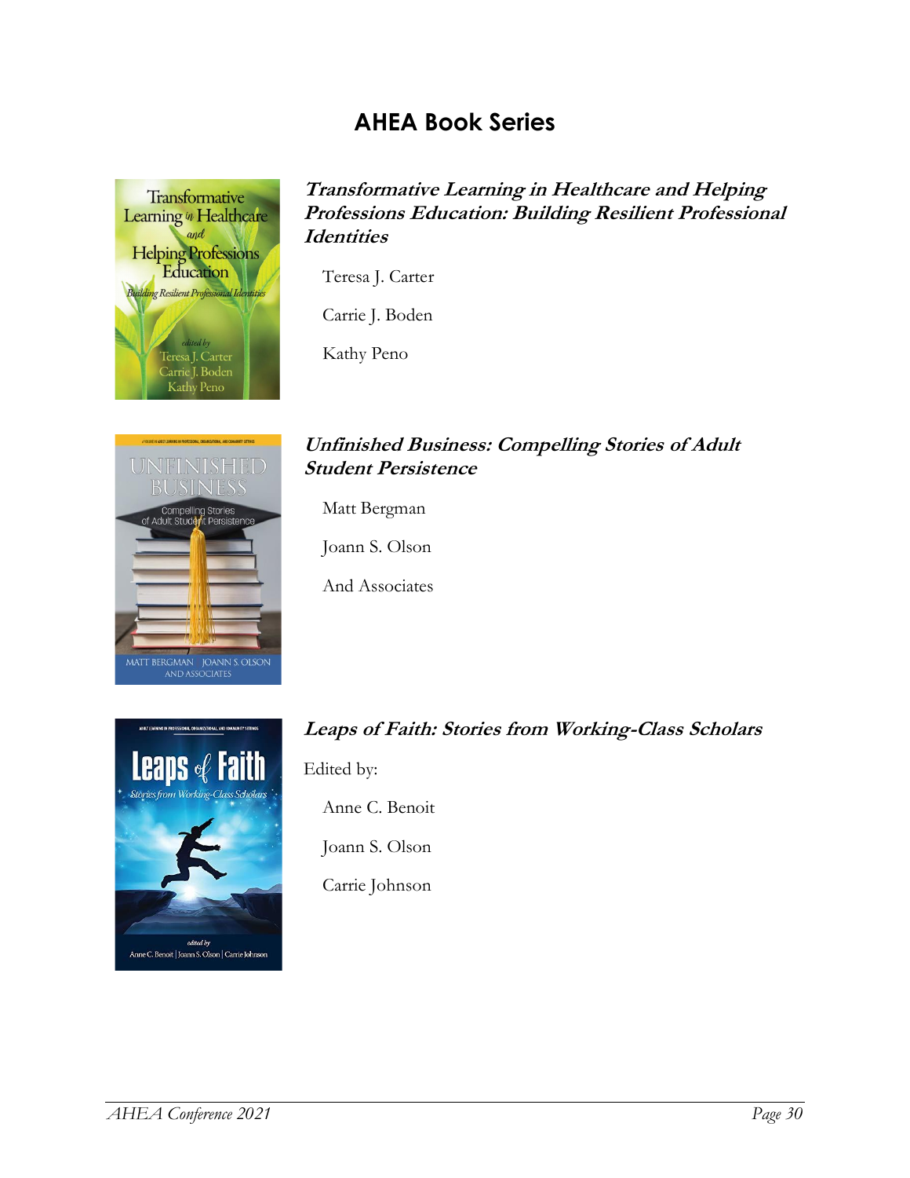# AHEA Book Series

### *Transformative Learning in Healthcare and Helping Professions Education: Building Resilient Professional Identities*

Teresa J. Carter

Carrie J. Boden

Kathy Peno

### *Unfinished Business: Compelling Stories of Adult Student Persistence*

Matt Bergman

Joann S. Olson

And Associates

### *Leaps of Faith: Stories from Working-Class Scholars*

Edited by:

Anne C. Benoit

Joann S. Olson

Carrie Johnson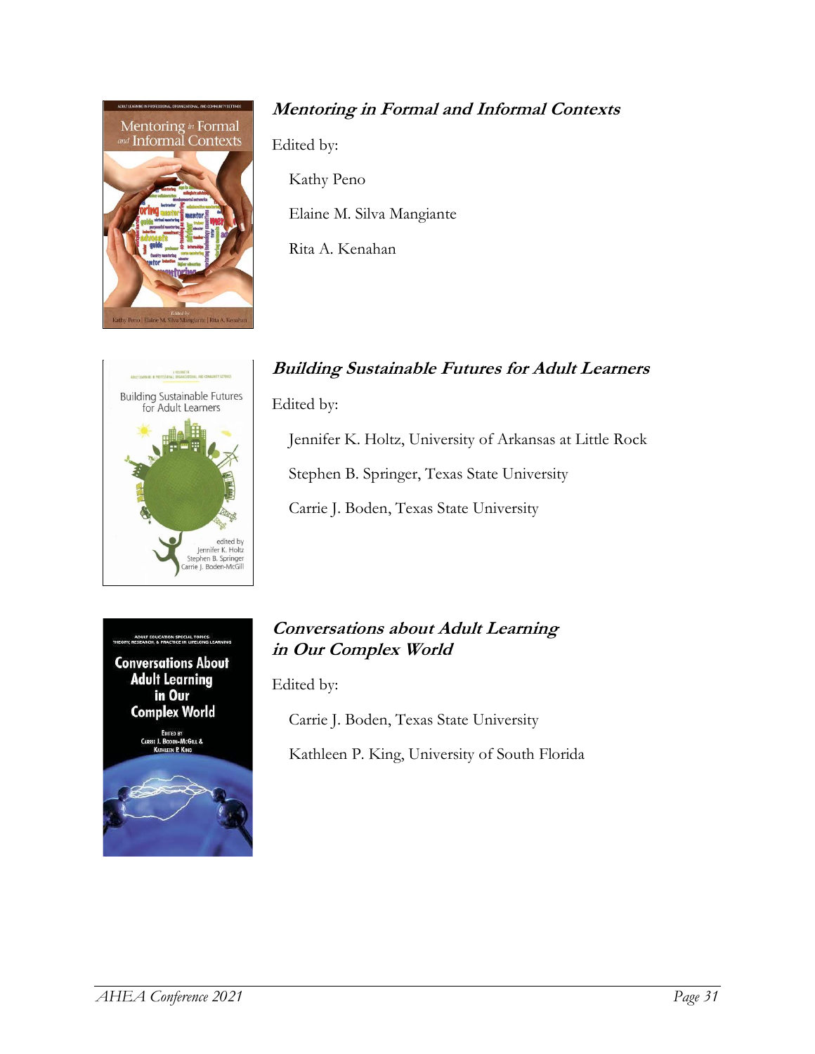***Mentoring in Formal and Informal Contexts***

Edited by:

Kathy Peno

Elaine M. Silva Mangiante

Rita A. Kenahan

***Building Sustainable Futures for Adult Learners***

Edited by:

Jennifer K. Holtz, University of Arkansas at Little Rock

Stephen B. Springer, Texas State University

Carrie J. Boden, Texas State University

***Conversations about Adult Learning in Our Complex World***

Edited by:

Carrie J. Boden, Texas State University

Kathleen P. King, University of South Florida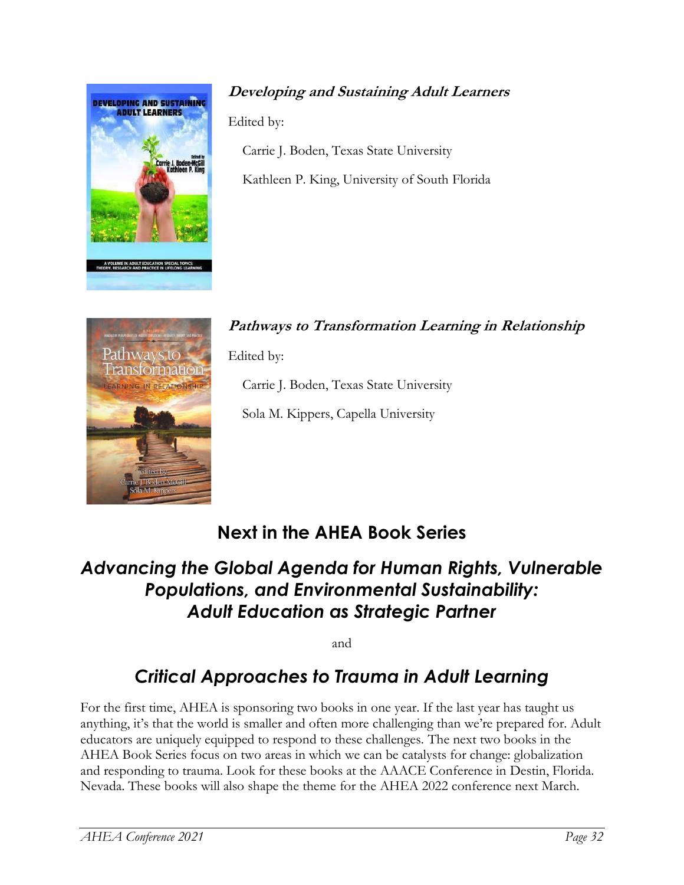***Developing and Sustaining Adult Learners***

Edited by:

Carrie J. Boden, Texas State University

Kathleen P. King, University of South Florida

***Pathways to Transformation Learning in Relationship***

Edited by:

Carrie J. Boden, Texas State University

Sola M. Kippers, Capella University

## Next in the AHEA Book Series

## *Advancing the Global Agenda for Human Rights, Vulnerable Populations, and Environmental Sustainability: Adult Education as Strategic Partner*

and

## *Critical Approaches to Trauma in Adult Learning*

For the first time, AHEA is sponsoring two books in one year. If the last year has taught us anything, it's that the world is smaller and often more challenging than we're prepared for. Adult educators are uniquely equipped to respond to these challenges. The next two books in the AHEA Book Series focus on two areas in which we can be catalysts for change: globalization and responding to trauma. Look for these books at the AAACE Conference in Destin, Florida. Nevada. These books will also shape the theme for the AHEA 2022 conference next March.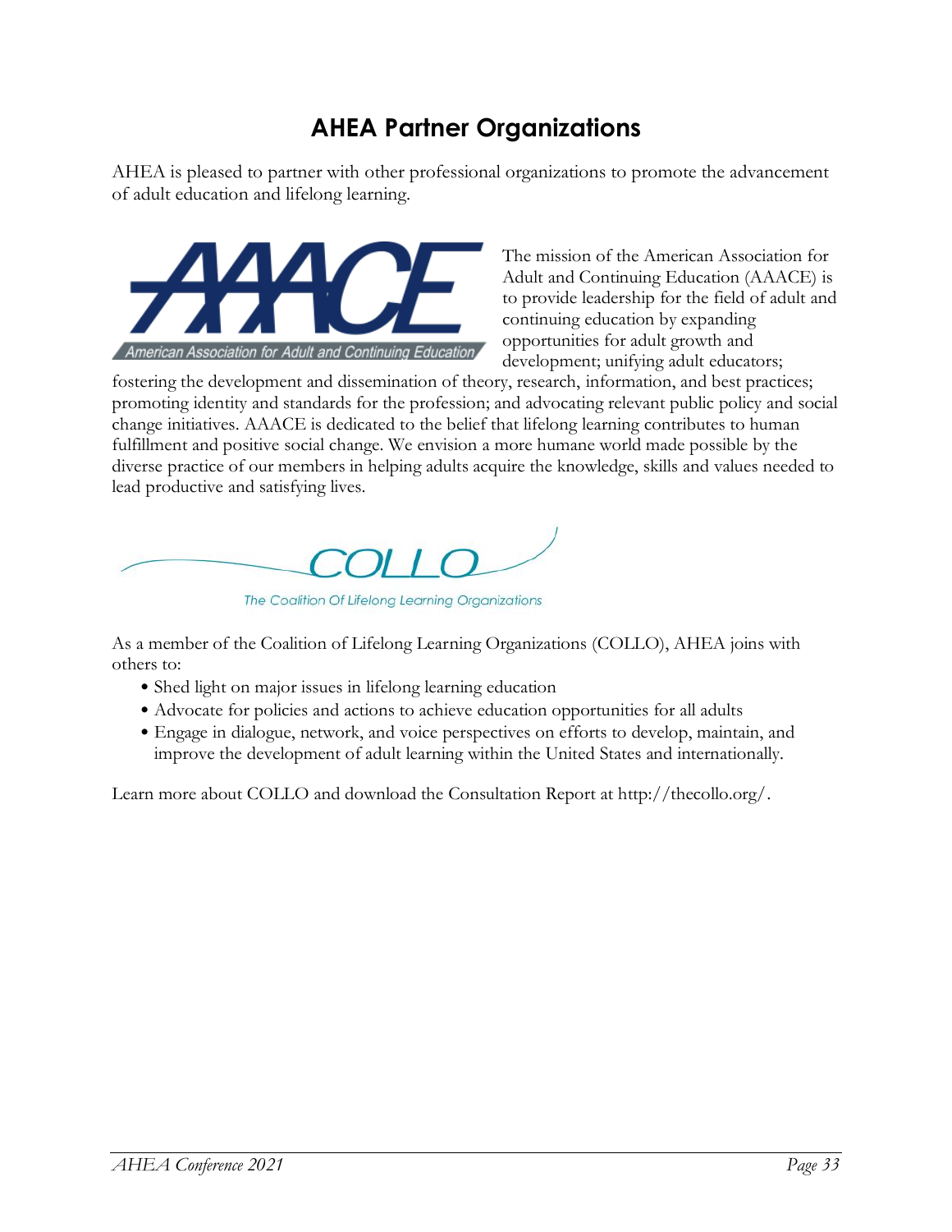# AHEA Partner Organizations

AHEA is pleased to partner with other professional organizations to promote the advancement of adult education and lifelong learning.

AAACE

American Association for Adult and Continuing Education

The mission of the American Association for Adult and Continuing Education (AAACE) is to provide leadership for the field of adult and continuing education by expanding opportunities for adult growth and development; unifying adult educators; fostering the development and dissemination of theory, research, information, and best practices; promoting identity and standards for the profession; and advocating relevant public policy and social change initiatives. AAACE is dedicated to the belief that lifelong learning contributes to human fulfillment and positive social change. We envision a more humane world made possible by the diverse practice of our members in helping adults acquire the knowledge, skills and values needed to lead productive and satisfying lives.

COLLO

The Coalition Of Lifelong Learning Organizations

As a member of the Coalition of Lifelong Learning Organizations (COLLO), AHEA joins with others to:

- Shed light on major issues in lifelong learning education
- Advocate for policies and actions to achieve education opportunities for all adults
- Engage in dialogue, network, and voice perspectives on efforts to develop, maintain, and improve the development of adult learning within the United States and internationally.

Learn more about COLLO and download the Consultation Report at http://thecollo.org/.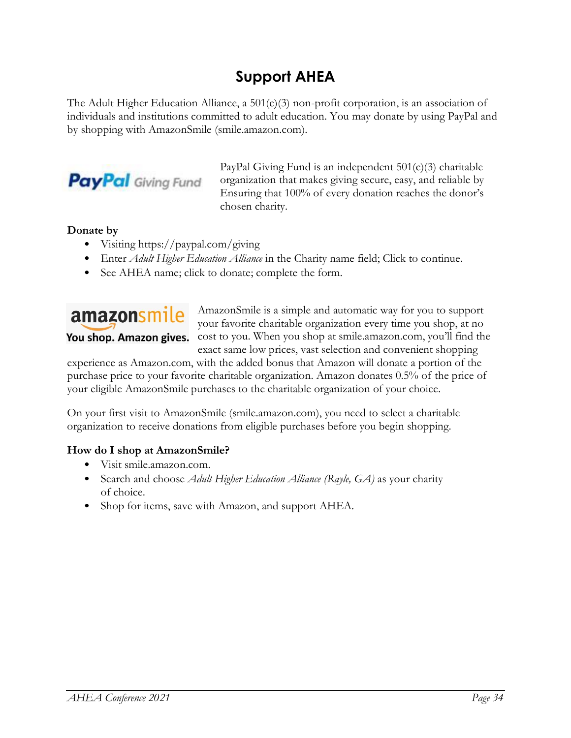# Support AHEA

The Adult Higher Education Alliance, a 501(c)(3) non-profit corporation, is an association of individuals and institutions committed to adult education. You may donate by using PayPal and by shopping with AmazonSmile (smile.amazon.com).

PayPal Giving Fund is an independent 501(c)(3) charitable organization that makes giving secure, easy, and reliable by Ensuring that 100% of every donation reaches the donor's chosen charity.

**Donate by**

- Visiting https://paypal.com/giving
- Enter *Adult Higher Education Alliance* in the Charity name field; Click to continue.
- See AHEA name; click to donate; complete the form.

AmazonSmile is a simple and automatic way for you to support your favorite charitable organization every time you shop, at no cost to you. When you shop at smile.amazon.com, you'll find the exact same low prices, vast selection and convenient shopping experience as Amazon.com, with the added bonus that Amazon will donate a portion of the purchase price to your favorite charitable organization. Amazon donates 0.5% of the price of your eligible AmazonSmile purchases to the charitable organization of your choice.

On your first visit to AmazonSmile (smile.amazon.com), you need to select a charitable organization to receive donations from eligible purchases before you begin shopping.

**How do I shop at AmazonSmile?**

- Visit smile.amazon.com.
- Search and choose *Adult Higher Education Alliance (Rayle, GA)* as your charity of choice.
- Shop for items, save with Amazon, and support AHEA.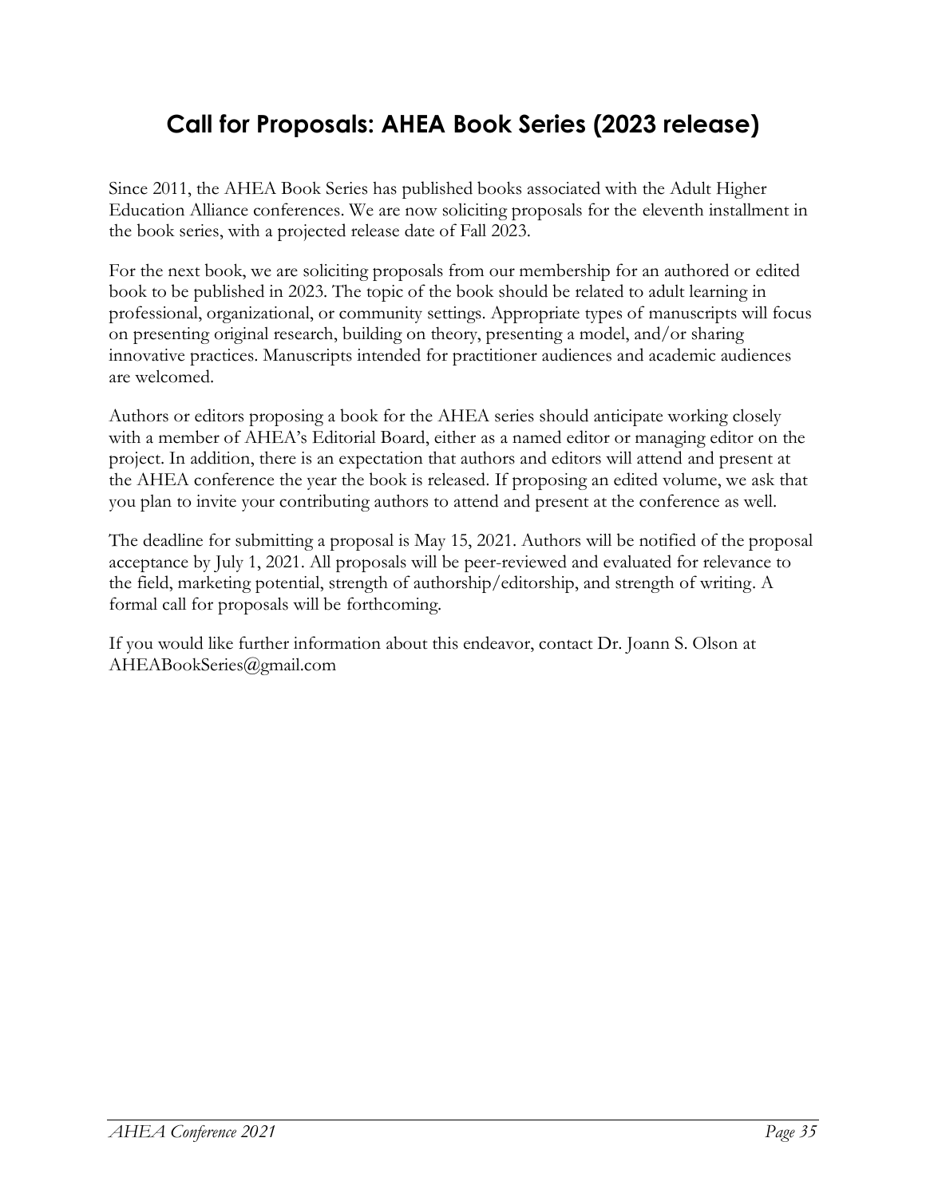# Call for Proposals: AHEA Book Series (2023 release)

Since 2011, the AHEA Book Series has published books associated with the Adult Higher Education Alliance conferences. We are now soliciting proposals for the eleventh installment in the book series, with a projected release date of Fall 2023.

For the next book, we are soliciting proposals from our membership for an authored or edited book to be published in 2023. The topic of the book should be related to adult learning in professional, organizational, or community settings. Appropriate types of manuscripts will focus on presenting original research, building on theory, presenting a model, and/or sharing innovative practices. Manuscripts intended for practitioner audiences and academic audiences are welcomed.

Authors or editors proposing a book for the AHEA series should anticipate working closely with a member of AHEA's Editorial Board, either as a named editor or managing editor on the project. In addition, there is an expectation that authors and editors will attend and present at the AHEA conference the year the book is released. If proposing an edited volume, we ask that you plan to invite your contributing authors to attend and present at the conference as well.

The deadline for submitting a proposal is May 15, 2021. Authors will be notified of the proposal acceptance by July 1, 2021. All proposals will be peer-reviewed and evaluated for relevance to the field, marketing potential, strength of authorship/editorship, and strength of writing. A formal call for proposals will be forthcoming.

If you would like further information about this endeavor, contact Dr. Joann S. Olson at AHEABookSeries@gmail.com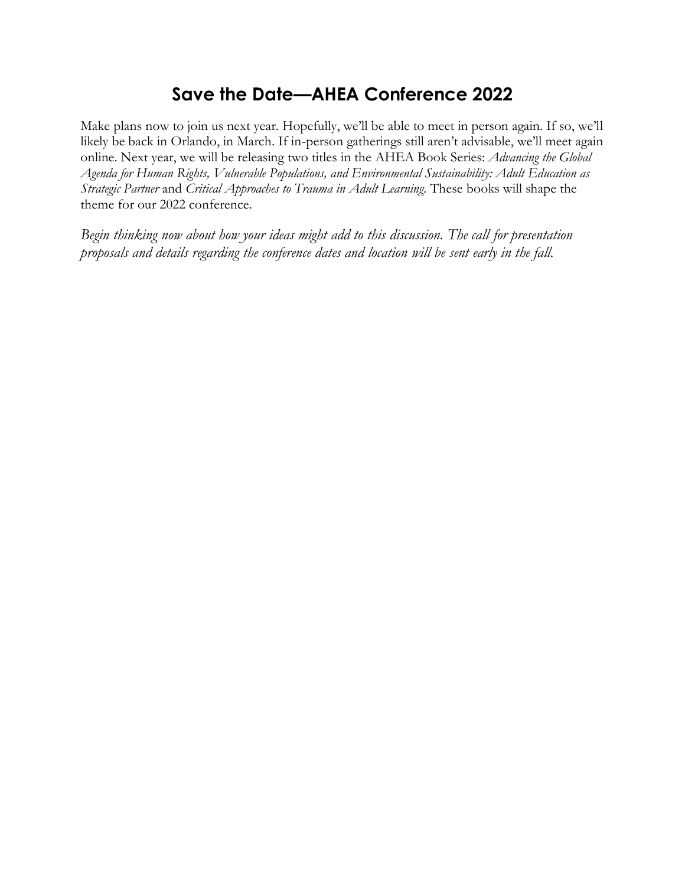## Save the Date—AHEA Conference 2022

Make plans now to join us next year. Hopefully, we'll be able to meet in person again. If so, we'll likely be back in Orlando, in March. If in-person gatherings still aren't advisable, we'll meet again online. Next year, we will be releasing two titles in the AHEA Book Series: *Advancing the Global Agenda for Human Rights, Vulnerable Populations, and Environmental Sustainability: Adult Education as Strategic Partner* and *Critical Approaches to Trauma in Adult Learning*. These books will shape the theme for our 2022 conference.

*Begin thinking now about how your ideas might add to this discussion. The call for presentation proposals and details regarding the conference dates and location will be sent early in the fall.*